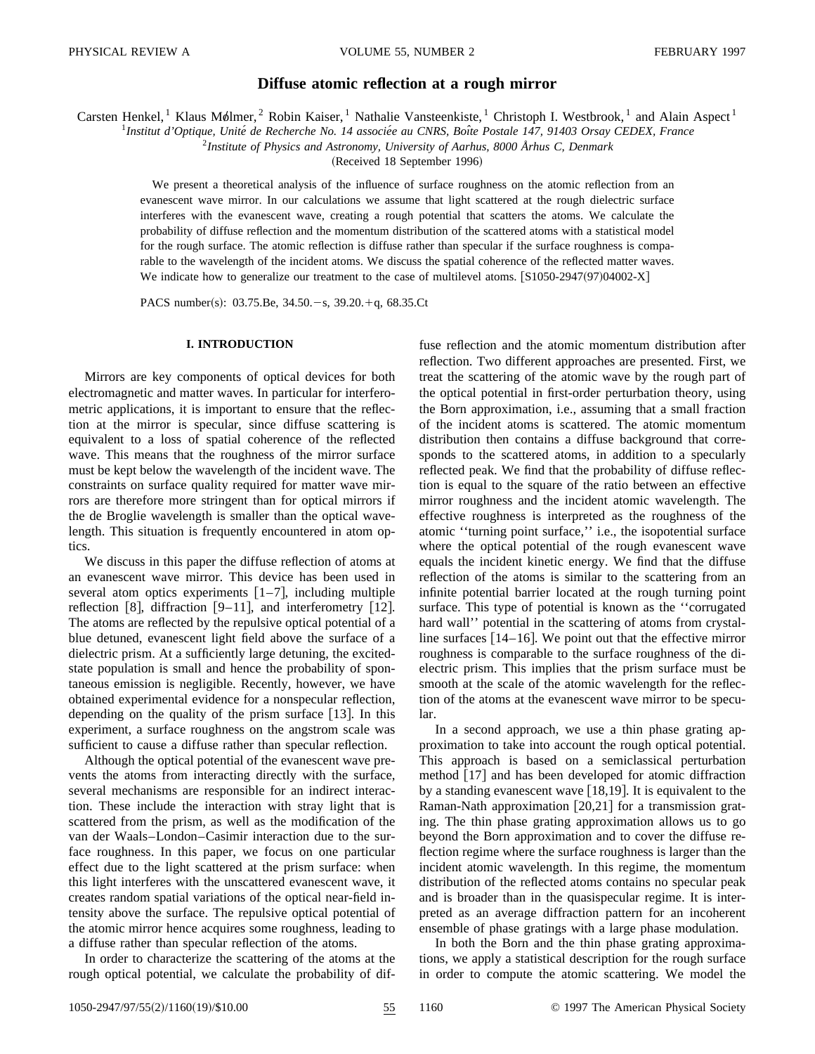# Diffuse atomic reflection at a rough mirror

Carsten Henkel,[1] Klaus Mølmer,[2] Robin Kaiser,[1] Nathalie Vansteenkiste,[1] Christoph I. Westbrook,[1] and Alain Aspect[1]

[1] *Institut d'Optique, Unité de Recherche No. 14 associée au CNRS, Boîte Postale 147, 91403 Orsay CEDEX, France*

[2] *Institute of Physics and Astronomy, University of Aarhus, 8000 Århus C, Denmark*

(Received 18 September 1996)

We present a theoretical analysis of the influence of surface roughness on the atomic reflection from an evanescent wave mirror. In our calculations we assume that light scattered at the rough dielectric surface interferes with the evanescent wave, creating a rough potential that scatters the atoms. We calculate the probability of diffuse reflection and the momentum distribution of the scattered atoms with a statistical model for the rough surface. The atomic reflection is diffuse rather than specular if the surface roughness is comparable to the wavelength of the incident atoms. We discuss the spatial coherence of the reflected matter waves. We indicate how to generalize our treatment to the case of multilevel atoms. [S1050-2947(97)04002-X]

PACS number(s): 03.75.Be, 34.50.−s, 39.20.+q, 68.35.Ct

## I. INTRODUCTION

Mirrors are key components of optical devices for both electromagnetic and matter waves. In particular for interferometric applications, it is important to ensure that the reflection at the mirror is specular, since diffuse scattering is equivalent to a loss of spatial coherence of the reflected wave. This means that the roughness of the mirror surface must be kept below the wavelength of the incident wave. The constraints on surface quality required for matter wave mirrors are therefore more stringent than for optical mirrors if the de Broglie wavelength is smaller than the optical wavelength. This situation is frequently encountered in atom optics.

We discuss in this paper the diffuse reflection of atoms at an evanescent wave mirror. This device has been used in several atom optics experiments [1–7], including multiple reflection [8], diffraction [9–11], and interferometry [12]. The atoms are reflected by the repulsive optical potential of a blue detuned, evanescent light field above the surface of a dielectric prism. At a sufficiently large detuning, the excited-state population is small and hence the probability of spontaneous emission is negligible. Recently, however, we have obtained experimental evidence for a nonspecular reflection, depending on the quality of the prism surface [13]. In this experiment, a surface roughness on the angstrom scale was sufficient to cause a diffuse rather than specular reflection.

Although the optical potential of the evanescent wave prevents the atoms from interacting directly with the surface, several mechanisms are responsible for an indirect interaction. These include the interaction with stray light that is scattered from the prism, as well as the modification of the van der Waals–London–Casimir interaction due to the surface roughness. In this paper, we focus on one particular effect due to the light scattered at the prism surface: when this light interferes with the unscattered evanescent wave, it creates random spatial variations of the optical near-field intensity above the surface. The repulsive optical potential of the atomic mirror hence acquires some roughness, leading to a diffuse rather than specular reflection of the atoms.

In order to characterize the scattering of the atoms at the rough optical potential, we calculate the probability of diffuse reflection and the atomic momentum distribution after reflection. Two different approaches are presented. First, we treat the scattering of the atomic wave by the rough part of the optical potential in first-order perturbation theory, using the Born approximation, i.e., assuming that a small fraction of the incident atoms is scattered. The atomic momentum distribution then contains a diffuse background that corresponds to the scattered atoms, in addition to a specularly reflected peak. We find that the probability of diffuse reflection is equal to the square of the ratio between an effective mirror roughness and the incident atomic wavelength. The effective roughness is interpreted as the roughness of the atomic "turning point surface," i.e., the isopotential surface where the optical potential of the rough evanescent wave equals the incident kinetic energy. We find that the diffuse reflection of the atoms is similar to the scattering from an infinite potential barrier located at the rough turning point surface. This type of potential is known as the "corrugated hard wall" potential in the scattering of atoms from crystalline surfaces [14–16]. We point out that the effective mirror roughness is comparable to the surface roughness of the dielectric prism. This implies that the prism surface must be smooth at the scale of the atomic wavelength for the reflection of the atoms at the evanescent wave mirror to be specular.

In a second approach, we use a thin phase grating approximation to take into account the rough optical potential. This approach is based on a semiclassical perturbation method [17] and has been developed for atomic diffraction by a standing evanescent wave [18,19]. It is equivalent to the Raman-Nath approximation [20,21] for a transmission grating. The thin phase grating approximation allows us to go beyond the Born approximation and to cover the diffuse reflection regime where the surface roughness is larger than the incident atomic wavelength. In this regime, the momentum distribution of the reflected atoms contains no specular peak and is broader than in the quasispecular regime. It is interpreted as an average diffraction pattern for an incoherent ensemble of phase gratings with a large phase modulation.

In both the Born and the thin phase grating approximations, we apply a statistical description for the rough surface in order to compute the atomic scattering. We model the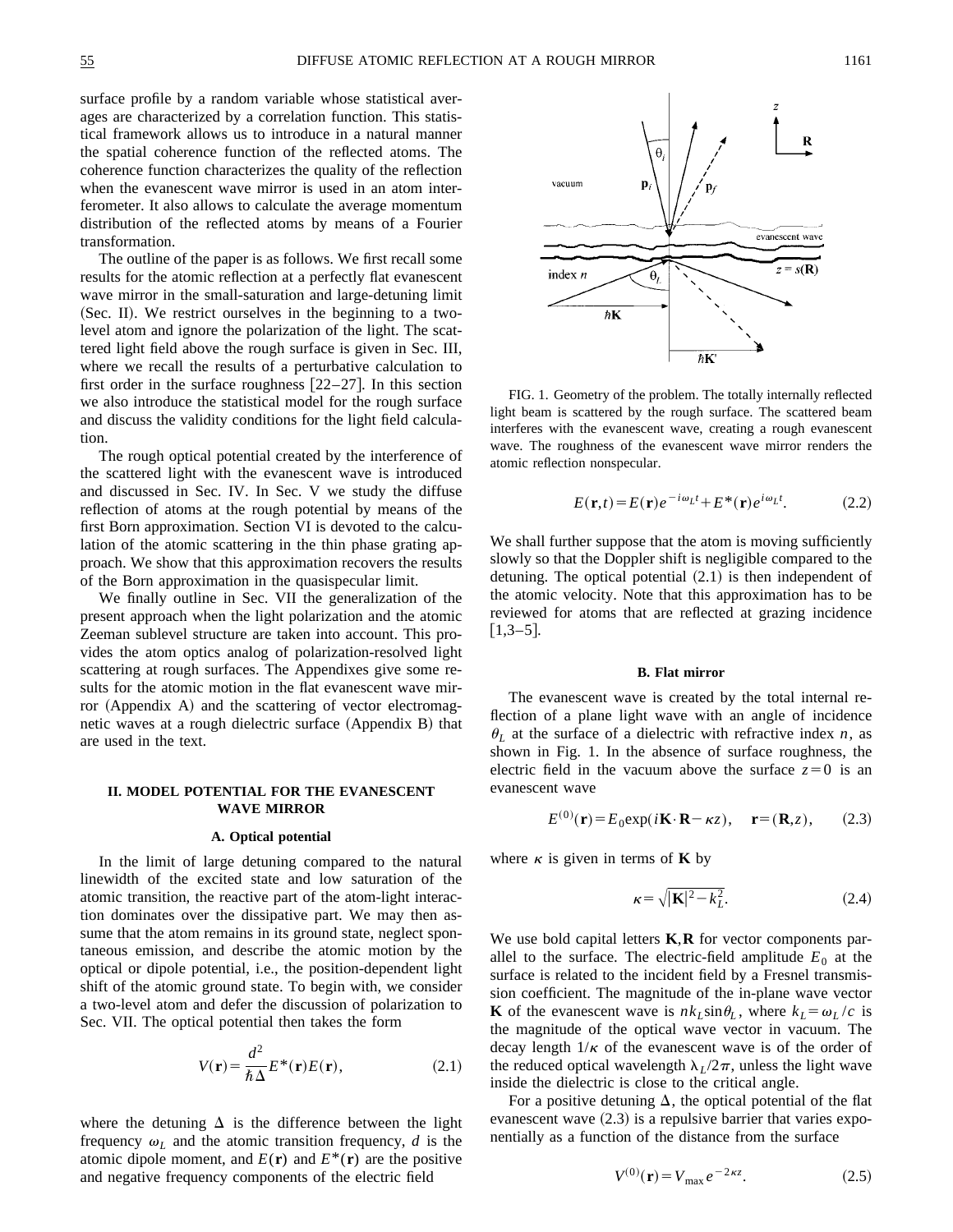surface profile by a random variable whose statistical averages are characterized by a correlation function. This statistical framework allows us to introduce in a natural manner the spatial coherence function of the reflected atoms. The coherence function characterizes the quality of the reflection when the evanescent wave mirror is used in an atom interferometer. It also allows to calculate the average momentum distribution of the reflected atoms by means of a Fourier transformation.

The outline of the paper is as follows. We first recall some results for the atomic reflection at a perfectly flat evanescent wave mirror in the small-saturation and large-detuning limit (Sec. II). We restrict ourselves in the beginning to a two-level atom and ignore the polarization of the light. The scattered light field above the rough surface is given in Sec. III, where we recall the results of a perturbative calculation to first order in the surface roughness [22–27]. In this section we also introduce the statistical model for the rough surface and discuss the validity conditions for the light field calculation.

The rough optical potential created by the interference of the scattered light with the evanescent wave is introduced and discussed in Sec. IV. In Sec. V we study the diffuse reflection of atoms at the rough potential by means of the first Born approximation. Section VI is devoted to the calculation of the atomic scattering in the thin phase grating approach. We show that this approximation recovers the results of the Born approximation in the quasispecular limit.

We finally outline in Sec. VII the generalization of the present approach when the light polarization and the atomic Zeeman sublevel structure are taken into account. This provides the atom optics analog of polarization-resolved light scattering at rough surfaces. The Appendixes give some results for the atomic motion in the flat evanescent wave mirror (Appendix A) and the scattering of vector electromagnetic waves at a rough dielectric surface (Appendix B) that are used in the text.

## II. MODEL POTENTIAL FOR THE EVANESCENT WAVE MIRROR

### A. Optical potential

In the limit of large detuning compared to the natural linewidth of the excited state and low saturation of the atomic transition, the reactive part of the atom-light interaction dominates over the dissipative part. We may then assume that the atom remains in its ground state, neglect spontaneous emission, and describe the atomic motion by the optical or dipole potential, i.e., the position-dependent light shift of the atomic ground state. To begin with, we consider a two-level atom and defer the discussion of polarization to Sec. VII. The optical potential then takes the form

$$V(\mathbf{r})=\frac{d^2}{\hbar\Delta}E^*(\mathbf{r})E(\mathbf{r}), \tag{2.1}$$

where the detuning $\Delta$ is the difference between the light frequency $\omega_L$ and the atomic transition frequency, $d$ is the atomic dipole moment, and $E(\mathbf{r})$ and $E^*(\mathbf{r})$ are the positive and negative frequency components of the electric field

z
R
$\theta_i$
vacuum
$\mathbf{p}_i$
$\mathbf{p}_f$
evanescent wave
index $n$
$z = s(\mathbf{R})$
$\theta_L$
$\hbar\mathbf{K}$
$\hbar\mathbf{K}'$

FIG. 1. Geometry of the problem. The totally internally reflected light beam is scattered by the rough surface. The scattered beam interferes with the evanescent wave, creating a rough evanescent wave. The roughness of the evanescent wave mirror renders the atomic reflection nonspecular.

$$E(\mathbf{r},t)=E(\mathbf{r})e^{-i\omega_L t}+E^*(\mathbf{r})e^{i\omega_L t}. \tag{2.2}$$

We shall further suppose that the atom is moving sufficiently slowly so that the Doppler shift is negligible compared to the detuning. The optical potential (2.1) is then independent of the atomic velocity. Note that this approximation has to be reviewed for atoms that are reflected at grazing incidence [1,3–5].

### B. Flat mirror

The evanescent wave is created by the total internal reflection of a plane light wave with an angle of incidence $\theta_L$ at the surface of a dielectric with refractive index $n$, as shown in Fig. 1. In the absence of surface roughness, the electric field in the vacuum above the surface $z=0$ is an evanescent wave

$$E^{(0)}(\mathbf{r})=E_0\exp(i\mathbf{K}\cdot\mathbf{R}-\kappa z), \quad \mathbf{r}=(\mathbf{R},z), \tag{2.3}$$

where $\kappa$ is given in terms of $\mathbf{K}$ by

$$\kappa=\sqrt{|\mathbf{K}|^2-k_L^2}. \tag{2.4}$$

We use bold capital letters $\mathbf{K},\mathbf{R}$ for vector components parallel to the surface. The electric-field amplitude $E_0$ at the surface is related to the incident field by a Fresnel transmission coefficient. The magnitude of the in-plane wave vector $\mathbf{K}$ of the evanescent wave is $nk_L\sin\theta_L$, where $k_L=\omega_L/c$ is the magnitude of the optical wave vector in vacuum. The decay length $1/\kappa$ of the evanescent wave is of the order of the reduced optical wavelength $\lambda_L/2\pi$, unless the light wave inside the dielectric is close to the critical angle.

For a positive detuning $\Delta$, the optical potential of the flat evanescent wave (2.3) is a repulsive barrier that varies exponentially as a function of the distance from the surface

$$V^{(0)}(\mathbf{r})=V_{\max}e^{-2\kappa z}. \tag{2.5}$$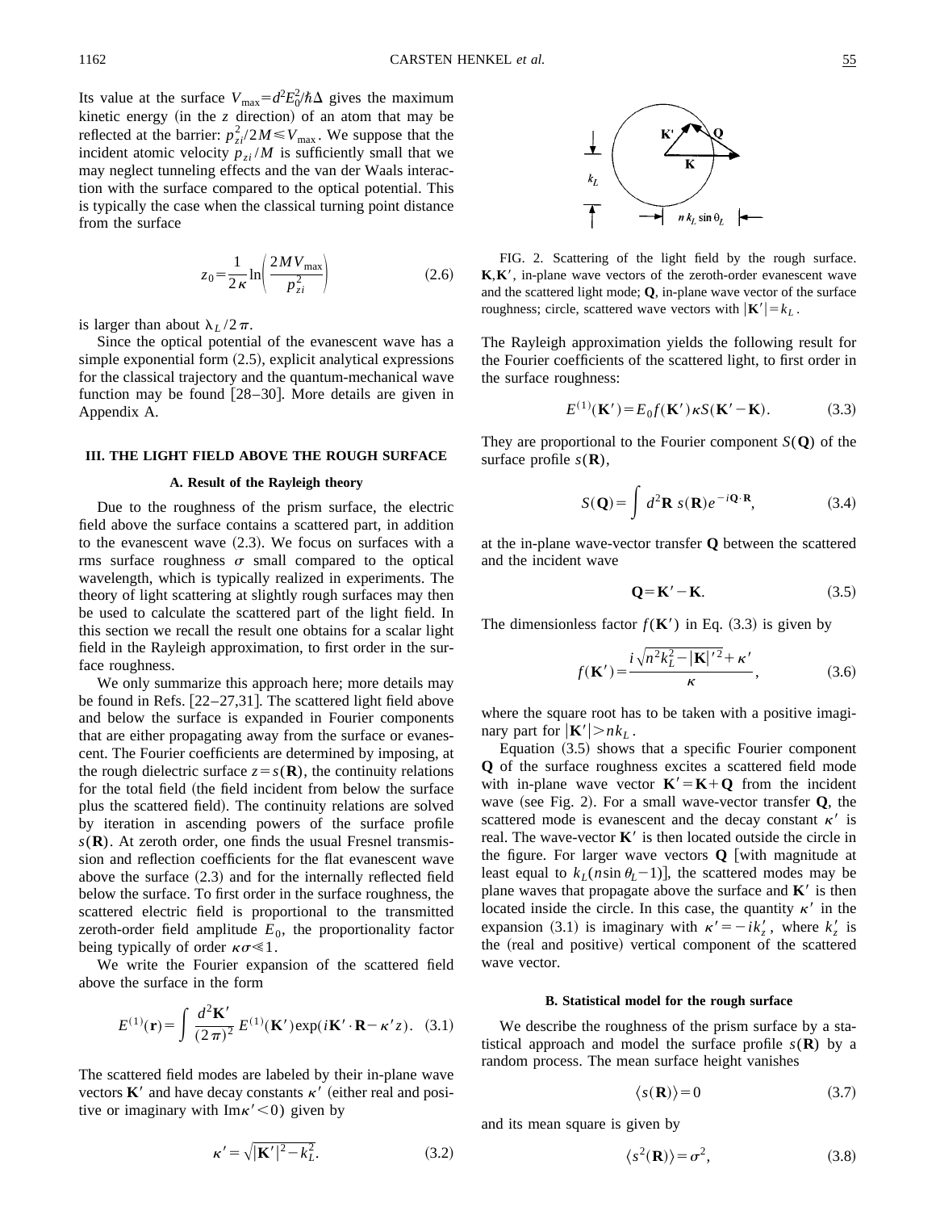Its value at the surface $V_{\max}=d^2E_0^2/\hbar\Delta$ gives the maximum kinetic energy (in the $z$ direction) of an atom that may be reflected at the barrier: $p_{zi}^2/2M \leqslant V_{\max}$. We suppose that the incident atomic velocity $p_{zi}/M$ is sufficiently small that we may neglect tunneling effects and the van der Waals interaction with the surface compared to the optical potential. This is typically the case when the classical turning point distance from the surface

$$z_0=\frac{1}{2\kappa}\ln\left(\frac{2MV_{\max}}{p_{zi}^2}\right) \tag{2.6}$$

is larger than about $\lambda_L/2\pi$.

Since the optical potential of the evanescent wave has a simple exponential form (2.5), explicit analytical expressions for the classical trajectory and the quantum-mechanical wave function may be found [28–30]. More details are given in Appendix A.

## III. THE LIGHT FIELD ABOVE THE ROUGH SURFACE

### A. Result of the Rayleigh theory

Due to the roughness of the prism surface, the electric field above the surface contains a scattered part, in addition to the evanescent wave (2.3). We focus on surfaces with a rms surface roughness $\sigma$ small compared to the optical wavelength, which is typically realized in experiments. The theory of light scattering at slightly rough surfaces may then be used to calculate the scattered part of the light field. In this section we recall the result one obtains for a scalar light field in the Rayleigh approximation, to first order in the surface roughness.

We only summarize this approach here; more details may be found in Refs. [22–27,31]. The scattered light field above and below the surface is expanded in Fourier components that are either propagating away from the surface or evanescent. The Fourier coefficients are determined by imposing, at the rough dielectric surface $z=s(\mathbf{R})$, the continuity relations for the total field (the field incident from below the surface plus the scattered field). The continuity relations are solved by iteration in ascending powers of the surface profile $s(\mathbf{R})$. At zeroth order, one finds the usual Fresnel transmission and reflection coefficients for the flat evanescent wave above the surface (2.3) and for the internally reflected field below the surface. To first order in the surface roughness, the scattered electric field is proportional to the transmitted zeroth-order field amplitude $E_0$, the proportionality factor being typically of order $\kappa\sigma \ll 1$.

We write the Fourier expansion of the scattered field above the surface in the form

$$E^{(1)}(\mathbf{r})=\int \frac{d^2\mathbf{K}'}{(2\pi)^2}\,E^{(1)}(\mathbf{K}')\exp(i\mathbf{K}'\cdot\mathbf{R}-\kappa' z). \tag{3.1}$$

The scattered field modes are labeled by their in-plane wave vectors $\mathbf{K}'$ and have decay constants $\kappa'$ (either real and positive or imaginary with $\mathrm{Im}\,\kappa'<0$) given by

$$\kappa'=\sqrt{|\mathbf{K}'|^2-k_L^2}. \tag{3.2}$$

FIG. 2. Scattering of the light field by the rough surface. $\mathbf{K},\mathbf{K}'$, in-plane wave vectors of the zeroth-order evanescent wave and the scattered light mode; $\mathbf{Q}$, in-plane wave vector of the surface roughness; circle, scattered wave vectors with $|\mathbf{K}'|=k_L$.

The Rayleigh approximation yields the following result for the Fourier coefficients of the scattered light, to first order in the surface roughness:

$$E^{(1)}(\mathbf{K}')=E_0 f(\mathbf{K}')\kappa S(\mathbf{K}'-\mathbf{K}). \tag{3.3}$$

They are proportional to the Fourier component $S(\mathbf{Q})$ of the surface profile $s(\mathbf{R})$,

$$S(\mathbf{Q})=\int d^2\mathbf{R}\; s(\mathbf{R})e^{-i\mathbf{Q}\cdot\mathbf{R}}, \tag{3.4}$$

at the in-plane wave-vector transfer $\mathbf{Q}$ between the scattered and the incident wave

$$\mathbf{Q}=\mathbf{K}'-\mathbf{K}. \tag{3.5}$$

The dimensionless factor $f(\mathbf{K}')$ in Eq. (3.3) is given by

$$f(\mathbf{K}')=\frac{i\sqrt{n^2k_L^2-|\mathbf{K}|'^2}+\kappa'}{\kappa}, \tag{3.6}$$

where the square root has to be taken with a positive imaginary part for $|\mathbf{K}'|>nk_L$.

Equation (3.5) shows that a specific Fourier component $\mathbf{Q}$ of the surface roughness excites a scattered field mode with in-plane wave vector $\mathbf{K}'=\mathbf{K}+\mathbf{Q}$ from the incident wave (see Fig. 2). For a small wave-vector transfer $\mathbf{Q}$, the scattered mode is evanescent and the decay constant $\kappa'$ is real. The wave-vector $\mathbf{K}'$ is then located outside the circle in the figure. For larger wave vectors $\mathbf{Q}$ [with magnitude at least equal to $k_L(n\sin\theta_L-1)$], the scattered modes may be plane waves that propagate above the surface and $\mathbf{K}'$ is then located inside the circle. In this case, the quantity $\kappa'$ in the expansion (3.1) is imaginary with $\kappa'=-ik_z'$, where $k_z'$ is the (real and positive) vertical component of the scattered wave vector.

### B. Statistical model for the rough surface

We describe the roughness of the prism surface by a statistical approach and model the surface profile $s(\mathbf{R})$ by a random process. The mean surface height vanishes

$$\langle s(\mathbf{R})\rangle=0 \tag{3.7}$$

and its mean square is given by

$$\langle s^2(\mathbf{R})\rangle=\sigma^2, \tag{3.8}$$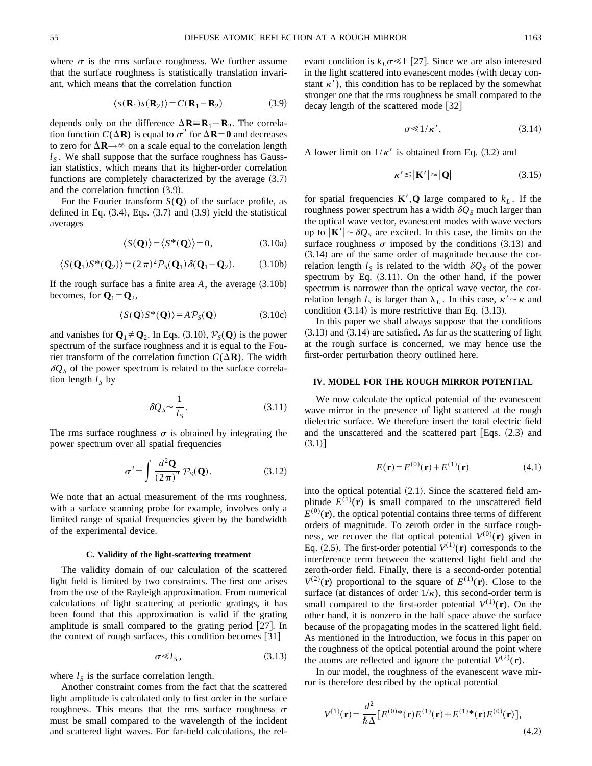where $\sigma$ is the rms surface roughness. We further assume that the surface roughness is statistically translation invariant, which means that the correlation function

$$\langle s(\mathbf{R}_1) s(\mathbf{R}_2)\rangle = C(\mathbf{R}_1 - \mathbf{R}_2) \tag{3.9}$$

depends only on the difference $\Delta\mathbf{R} \equiv \mathbf{R}_1 - \mathbf{R}_2$. The correlation function $C(\Delta\mathbf{R})$ is equal to $\sigma^2$ for $\Delta\mathbf{R} = \mathbf{0}$ and decreases to zero for $\Delta\mathbf{R} \to \infty$ on a scale equal to the correlation length $l_S$. We shall suppose that the surface roughness has Gaussian statistics, which means that its higher-order correlation functions are completely characterized by the average (3.7) and the correlation function (3.9).

For the Fourier transform $S(\mathbf{Q})$ of the surface profile, as defined in Eq. (3.4), Eqs. (3.7) and (3.9) yield the statistical averages

$$\langle S(\mathbf{Q})\rangle = \langle S^*(\mathbf{Q})\rangle = 0, \tag{3.10a}$$

$$\langle S(\mathbf{Q}_1) S^*(\mathbf{Q}_2)\rangle = (2\pi)^2 \mathcal{P}_S(\mathbf{Q}_1)\,\delta(\mathbf{Q}_1 - \mathbf{Q}_2). \tag{3.10b}$$

If the rough surface has a finite area $A$, the average (3.10b) becomes, for $\mathbf{Q}_1 = \mathbf{Q}_2$,

$$\langle S(\mathbf{Q}) S^*(\mathbf{Q})\rangle = A\mathcal{P}_S(\mathbf{Q}) \tag{3.10c}$$

and vanishes for $\mathbf{Q}_1 \neq \mathbf{Q}_2$. In Eqs. (3.10), $\mathcal{P}_S(\mathbf{Q})$ is the power spectrum of the surface roughness and it is equal to the Fourier transform of the correlation function $C(\Delta\mathbf{R})$. The width $\delta Q_S$ of the power spectrum is related to the surface correlation length $l_S$ by

$$\delta Q_S \sim \frac{1}{l_S}. \tag{3.11}$$

The rms surface roughness $\sigma$ is obtained by integrating the power spectrum over all spatial frequencies

$$\sigma^2 = \int \frac{d^2\mathbf{Q}}{(2\pi)^2}\,\mathcal{P}_S(\mathbf{Q}). \tag{3.12}$$

We note that an actual measurement of the rms roughness, with a surface scanning probe for example, involves only a limited range of spatial frequencies given by the bandwidth of the experimental device.

### C. Validity of the light-scattering treatment

The validity domain of our calculation of the scattered light field is limited by two constraints. The first one arises from the use of the Rayleigh approximation. From numerical calculations of light scattering at periodic gratings, it has been found that this approximation is valid if the grating amplitude is small compared to the grating period [27]. In the context of rough surfaces, this condition becomes [31]

$$\sigma \ll l_S, \tag{3.13}$$

where $l_S$ is the surface correlation length.

Another constraint comes from the fact that the scattered light amplitude is calculated only to first order in the surface roughness. This means that the rms surface roughness $\sigma$ must be small compared to the wavelength of the incident and scattered light waves. For far-field calculations, the relevant condition is $k_L\sigma \ll 1$ [27]. Since we are also interested in the light scattered into evanescent modes (with decay constant $\kappa'$), this condition has to be replaced by the somewhat stronger one that the rms roughness be small compared to the decay length of the scattered mode [32]

$$\sigma \ll 1/\kappa'. \tag{3.14}$$

A lower limit on $1/\kappa'$ is obtained from Eq. (3.2) and

$$\kappa' \lesssim |\mathbf{K}'| \approx |\mathbf{Q}| \tag{3.15}$$

for spatial frequencies $\mathbf{K}', \mathbf{Q}$ large compared to $k_L$. If the roughness power spectrum has a width $\delta Q_S$ much larger than the optical wave vector, evanescent modes with wave vectors up to $|\mathbf{K}'| \sim \delta Q_S$ are excited. In this case, the limits on the surface roughness $\sigma$ imposed by the conditions (3.13) and (3.14) are of the same order of magnitude because the correlation length $l_S$ is related to the width $\delta Q_S$ of the power spectrum by Eq. (3.11). On the other hand, if the power spectrum is narrower than the optical wave vector, the correlation length $l_S$ is larger than $\lambda_L$. In this case, $\kappa' \sim \kappa$ and condition (3.14) is more restrictive than Eq. (3.13).

In this paper we shall always suppose that the conditions (3.13) and (3.14) are satisfied. As far as the scattering of light at the rough surface is concerned, we may hence use the first-order perturbation theory outlined here.

## IV. MODEL FOR THE ROUGH MIRROR POTENTIAL

We now calculate the optical potential of the evanescent wave mirror in the presence of light scattered at the rough dielectric surface. We therefore insert the total electric field and the unscattered and the scattered part [Eqs. (2.3) and (3.1)]

$$E(\mathbf{r}) = E^{(0)}(\mathbf{r}) + E^{(1)}(\mathbf{r}) \tag{4.1}$$

into the optical potential (2.1). Since the scattered field amplitude $E^{(1)}(\mathbf{r})$ is small compared to the unscattered field $E^{(0)}(\mathbf{r})$, the optical potential contains three terms of different orders of magnitude. To zeroth order in the surface roughness, we recover the flat optical potential $V^{(0)}(\mathbf{r})$ given in Eq. (2.5). The first-order potential $V^{(1)}(\mathbf{r})$ corresponds to the interference term between the scattered light field and the zeroth-order field. Finally, there is a second-order potential $V^{(2)}(\mathbf{r})$ proportional to the square of $E^{(1)}(\mathbf{r})$. Close to the surface (at distances of order $1/\kappa$), this second-order term is small compared to the first-order potential $V^{(1)}(\mathbf{r})$. On the other hand, it is nonzero in the half space above the surface because of the propagating modes in the scattered light field. As mentioned in the Introduction, we focus in this paper on the roughness of the optical potential around the point where the atoms are reflected and ignore the potential $V^{(2)}(\mathbf{r})$.

In our model, the roughness of the evanescent wave mirror is therefore described by the optical potential

$$V^{(1)}(\mathbf{r}) = \frac{d^2}{\hbar\Delta}\left[E^{(0)*}(\mathbf{r})E^{(1)}(\mathbf{r}) + E^{(1)*}(\mathbf{r})E^{(0)}(\mathbf{r})\right], \tag{4.2}$$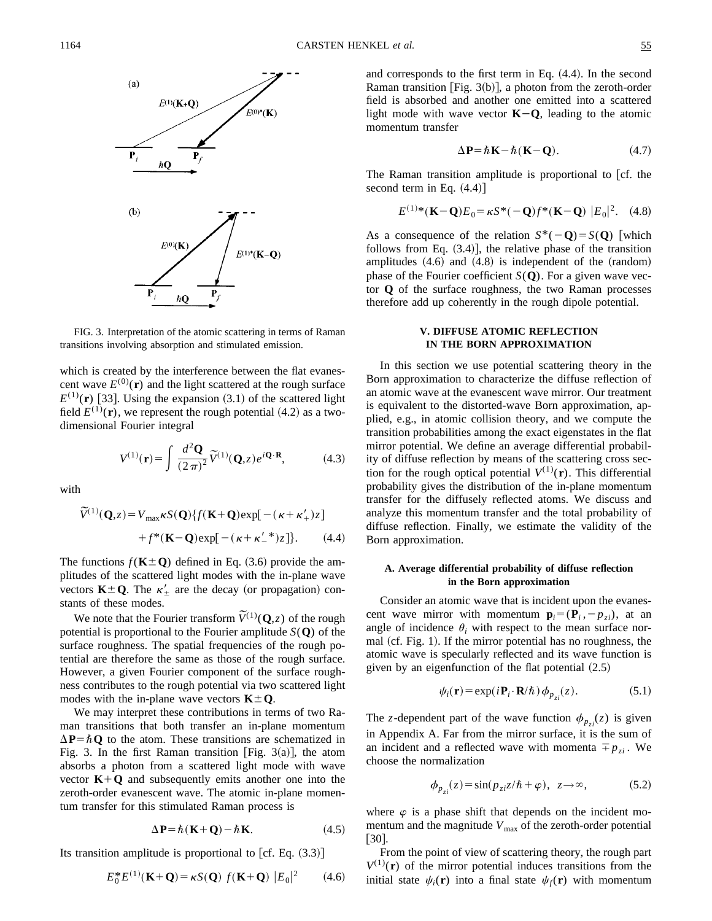FIG. 3. Interpretation of the atomic scattering in terms of Raman transitions involving absorption and stimulated emission.

which is created by the interference between the flat evanescent wave $E^{(0)}(\mathbf{r})$ and the light scattered at the rough surface $E^{(1)}(\mathbf{r})$ [33]. Using the expansion (3.1) of the scattered light field $E^{(1)}(\mathbf{r})$, we represent the rough potential (4.2) as a two-dimensional Fourier integral

$$V^{(1)}(\mathbf{r}) = \int \frac{d^2\mathbf{Q}}{(2\pi)^2} \widetilde{V}^{(1)}(\mathbf{Q},z) e^{i\mathbf{Q}\cdot\mathbf{R}}, \tag{4.3}$$

with

$$\widetilde{V}^{(1)}(\mathbf{Q},z) = V_{\max}\kappa S(\mathbf{Q})\{f(\mathbf{K}+\mathbf{Q})\exp[-(\kappa+\kappa'_+)z] + f^*(\mathbf{K}-\mathbf{Q})\exp[-(\kappa+\kappa'^*_-)z]\}. \tag{4.4}$$

The functions $f(\mathbf{K}\pm\mathbf{Q})$ defined in Eq. (3.6) provide the amplitudes of the scattered light modes with the in-plane wave vectors $\mathbf{K}\pm\mathbf{Q}$. The $\kappa'_\pm$ are the decay (or propagation) constants of these modes.

We note that the Fourier transform $\widetilde{V}^{(1)}(\mathbf{Q},z)$ of the rough potential is proportional to the Fourier amplitude $S(\mathbf{Q})$ of the surface roughness. The spatial frequencies of the rough potential are therefore the same as those of the rough surface. However, a given Fourier component of the surface roughness contributes to the rough potential via two scattered light modes with the in-plane wave vectors $\mathbf{K}\pm\mathbf{Q}$.

We may interpret these contributions in terms of two Raman transitions that both transfer an in-plane momentum $\Delta\mathbf{P} = \hbar\mathbf{Q}$ to the atom. These transitions are schematized in Fig. 3. In the first Raman transition [Fig. 3(a)], the atom absorbs a photon from a scattered light mode with wave vector $\mathbf{K}+\mathbf{Q}$ and subsequently emits another one into the zeroth-order evanescent wave. The atomic in-plane momentum transfer for this stimulated Raman process is

$$\Delta\mathbf{P} = \hbar(\mathbf{K}+\mathbf{Q}) - \hbar\mathbf{K}. \tag{4.5}$$

Its transition amplitude is proportional to [cf. Eq. (3.3)]

$$E_0^* E^{(1)}(\mathbf{K}+\mathbf{Q}) = \kappa S(\mathbf{Q})\ f(\mathbf{K}+\mathbf{Q})\ |E_0|^2 \tag{4.6}$$

and corresponds to the first term in Eq. (4.4). In the second Raman transition [Fig. 3(b)], a photon from the zeroth-order field is absorbed and another one emitted into a scattered light mode with wave vector $\mathbf{K}-\mathbf{Q}$, leading to the atomic momentum transfer

$$\Delta\mathbf{P} = \hbar\mathbf{K} - \hbar(\mathbf{K}-\mathbf{Q}). \tag{4.7}$$

The Raman transition amplitude is proportional to [cf. the second term in Eq. (4.4)]

$$E^{(1)*}(\mathbf{K}-\mathbf{Q})E_0 = \kappa S^*(-\mathbf{Q}) f^*(\mathbf{K}-\mathbf{Q})\ |E_0|^2. \tag{4.8}$$

As a consequence of the relation $S^*(-\mathbf{Q}) = S(\mathbf{Q})$ [which follows from Eq. (3.4)], the relative phase of the transition amplitudes (4.6) and (4.8) is independent of the (random) phase of the Fourier coefficient $S(\mathbf{Q})$. For a given wave vector $\mathbf{Q}$ of the surface roughness, the two Raman processes therefore add up coherently in the rough dipole potential.

## V. DIFFUSE ATOMIC REFLECTION IN THE BORN APPROXIMATION

In this section we use potential scattering theory in the Born approximation to characterize the diffuse reflection of an atomic wave at the evanescent wave mirror. Our treatment is equivalent to the distorted-wave Born approximation, applied, e.g., in atomic collision theory, and we compute the transition probabilities among the exact eigenstates in the flat mirror potential. We define an average differential probability of diffuse reflection by means of the scattering cross section for the rough optical potential $V^{(1)}(\mathbf{r})$. This differential probability gives the distribution of the in-plane momentum transfer for the diffusely reflected atoms. We discuss and analyze this momentum transfer and the total probability of diffuse reflection. Finally, we estimate the validity of the Born approximation.

### A. Average differential probability of diffuse reflection in the Born approximation

Consider an atomic wave that is incident upon the evanescent wave mirror with momentum $\mathbf{p}_i = (\mathbf{P}_i, -p_{zi})$, at an angle of incidence $\theta_i$ with respect to the mean surface normal (cf. Fig. 1). If the mirror potential has no roughness, the atomic wave is specularly reflected and its wave function is given by an eigenfunction of the flat potential (2.5)

$$\psi_i(\mathbf{r}) = \exp(i\mathbf{P}_i\cdot\mathbf{R}/\hbar)\,\phi_{p_{zi}}(z). \tag{5.1}$$

The $z$-dependent part of the wave function $\phi_{p_{zi}}(z)$ is given in Appendix A. Far from the mirror surface, it is the sum of an incident and a reflected wave with momenta $\mp p_{zi}$. We choose the normalization

$$\phi_{p_{zi}}(z) = \sin(p_{zi}z/\hbar + \varphi), \quad z\to\infty, \tag{5.2}$$

where $\varphi$ is a phase shift that depends on the incident momentum and the magnitude $V_{\max}$ of the zeroth-order potential [30].

From the point of view of scattering theory, the rough part $V^{(1)}(\mathbf{r})$ of the mirror potential induces transitions from the initial state $\psi_i(\mathbf{r})$ into a final state $\psi_f(\mathbf{r})$ with momentum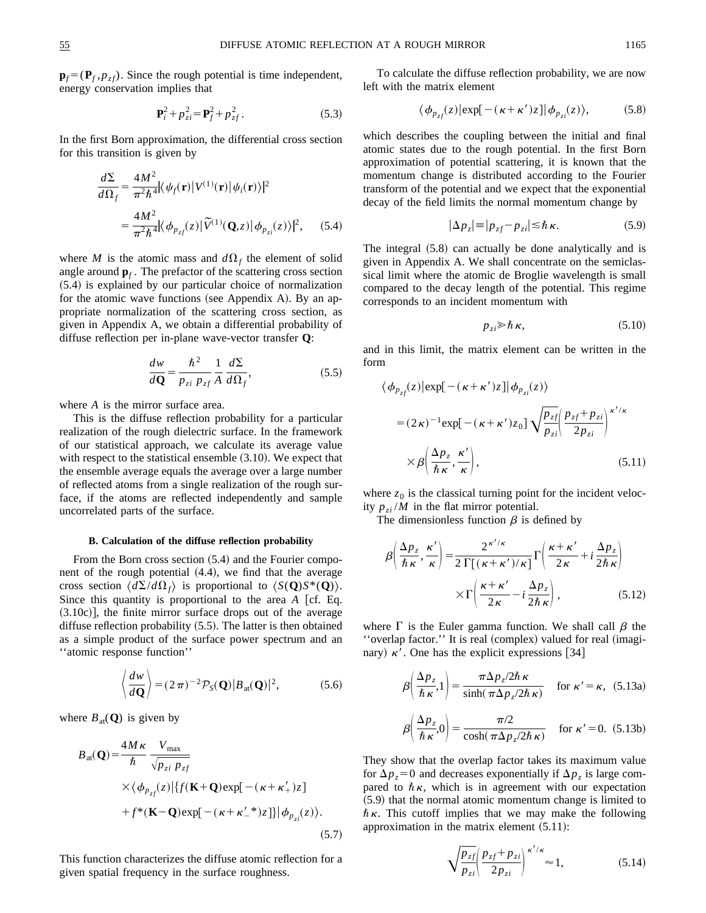$\mathbf{p}_f = (\mathbf{P}_f, p_{zf})$. Since the rough potential is time independent, energy conservation implies that

$$\mathbf{P}_i^2 + p_{zi}^2 = \mathbf{P}_f^2 + p_{zf}^2. \tag{5.3}$$

In the first Born approximation, the differential cross section for this transition is given by

$$\begin{aligned}\frac{d\Sigma}{d\Omega_f} &= \frac{4M^2}{\pi^2\hbar^4}|\langle \psi_f(\mathbf{r})|V^{(1)}(\mathbf{r})|\psi_i(\mathbf{r})\rangle|^2 \\ &= \frac{4M^2}{\pi^2\hbar^4}|\langle \phi_{p_{zf}}(z)|\widetilde{V}^{(1)}(\mathbf{Q},z)|\phi_{p_{zi}}(z)\rangle|^2,\end{aligned} \tag{5.4}$$

where $M$ is the atomic mass and $d\Omega_f$ the element of solid angle around $\mathbf{p}_f$. The prefactor of the scattering cross section (5.4) is explained by our particular choice of normalization for the atomic wave functions (see Appendix A). By an appropriate normalization of the scattering cross section, as given in Appendix A, we obtain a differential probability of diffuse reflection per in-plane wave-vector transfer $\mathbf{Q}$:

$$\frac{dw}{d\mathbf{Q}} = \frac{\hbar^2}{p_{zi}\; p_{zf}}\,\frac{1}{A}\,\frac{d\Sigma}{d\Omega_f}, \tag{5.5}$$

where $A$ is the mirror surface area.

This is the diffuse reflection probability for a particular realization of the rough dielectric surface. In the framework of our statistical approach, we calculate its average value with respect to the statistical ensemble (3.10). We expect that the ensemble average equals the average over a large number of reflected atoms from a single realization of the rough surface, if the atoms are reflected independently and sample uncorrelated parts of the surface.

### B. Calculation of the diffuse reflection probability

From the Born cross section (5.4) and the Fourier component of the rough potential (4.4), we find that the average cross section $\langle d\Sigma/d\Omega_f\rangle$ is proportional to $\langle S(\mathbf{Q})S^*(\mathbf{Q})\rangle$. Since this quantity is proportional to the area $A$ [cf. Eq. (3.10c)], the finite mirror surface drops out of the average diffuse reflection probability (5.5). The latter is then obtained as a simple product of the surface power spectrum and an "atomic response function"

$$\left\langle \frac{dw}{d\mathbf{Q}} \right\rangle = (2\pi)^{-2}\mathcal{P}_S(\mathbf{Q})|B_{\rm at}(\mathbf{Q})|^2, \tag{5.6}$$

where $B_{\rm at}(\mathbf{Q})$ is given by

$$\begin{aligned}B_{\rm at}(\mathbf{Q}) = &\frac{4M\kappa}{\hbar}\,\frac{V_{\max}}{\sqrt{p_{zi}\; p_{zf}}} \\ &\times\langle \phi_{p_{zf}}(z)|\{f(\mathbf{K}+\mathbf{Q})\exp[-(\kappa+\kappa'_+)z] \\ &+ f^*(\mathbf{K}-\mathbf{Q})\exp[-(\kappa+\kappa'^*_-)z]\}|\phi_{p_{zi}}(z)\rangle.\end{aligned} \tag{5.7}$$

This function characterizes the diffuse atomic reflection for a given spatial frequency in the surface roughness.

To calculate the diffuse reflection probability, we are now left with the matrix element

$$\langle \phi_{p_{zf}}(z)|\exp[-(\kappa+\kappa')z]|\phi_{p_{zi}}(z)\rangle, \tag{5.8}$$

which describes the coupling between the initial and final atomic states due to the rough potential. In the first Born approximation of potential scattering, it is known that the momentum change is distributed according to the Fourier transform of the potential and we expect that the exponential decay of the field limits the normal momentum change by

$$|\Delta p_z| \equiv |p_{zf} - p_{zi}| \lesssim \hbar\kappa. \tag{5.9}$$

The integral (5.8) can actually be done analytically and is given in Appendix A. We shall concentrate on the semiclassical limit where the atomic de Broglie wavelength is small compared to the decay length of the potential. This regime corresponds to an incident momentum with

$$p_{zi} \gg \hbar\kappa, \tag{5.10}$$

and in this limit, the matrix element can be written in the form

$$\begin{aligned}&\langle \phi_{p_{zf}}(z)|\exp[-(\kappa+\kappa')z]|\phi_{p_{zi}}(z)\rangle \\ &\quad = (2\kappa)^{-1}\exp[-(\kappa+\kappa')z_0]\sqrt{\frac{p_{zf}}{p_{zi}}}\left(\frac{p_{zf}+p_{zi}}{2p_{zi}}\right)^{\kappa'/\kappa} \\ &\qquad\times\beta\left(\frac{\Delta p_z}{\hbar\kappa},\frac{\kappa'}{\kappa}\right),\end{aligned} \tag{5.11}$$

where $z_0$ is the classical turning point for the incident velocity $p_{zi}/M$ in the flat mirror potential.

The dimensionless function $\beta$ is defined by

$$\begin{aligned}\beta\left(\frac{\Delta p_z}{\hbar\kappa},\frac{\kappa'}{\kappa}\right) = &\frac{2^{\kappa'/\kappa}}{2\,\Gamma[(\kappa+\kappa')/\kappa]}\Gamma\left(\frac{\kappa+\kappa'}{2\kappa}+i\frac{\Delta p_z}{2\hbar\kappa}\right) \\ &\times\Gamma\left(\frac{\kappa+\kappa'}{2\kappa}-i\frac{\Delta p_z}{2\hbar\kappa}\right),\end{aligned} \tag{5.12}$$

where $\Gamma$ is the Euler gamma function. We shall call $\beta$ the "overlap factor." It is real (complex) valued for real (imaginary) $\kappa'$. One has the explicit expressions [34]

$$\beta\left(\frac{\Delta p_z}{\hbar\kappa},1\right) = \frac{\pi\Delta p_z/2\hbar\kappa}{\sinh(\pi\Delta p_z/2\hbar\kappa)} \quad \text{for } \kappa'=\kappa, \tag{5.13a}$$

$$\beta\left(\frac{\Delta p_z}{\hbar\kappa},0\right) = \frac{\pi/2}{\cosh(\pi\Delta p_z/2\hbar\kappa)} \quad \text{for } \kappa'=0. \tag{5.13b}$$

They show that the overlap factor takes its maximum value for $\Delta p_z = 0$ and decreases exponentially if $\Delta p_z$ is large compared to $\hbar\kappa$, which is in agreement with our expectation (5.9) that the normal atomic momentum change is limited to $\hbar\kappa$. This cutoff implies that we may make the following approximation in the matrix element (5.11):

$$\sqrt{\frac{p_{zf}}{p_{zi}}}\left(\frac{p_{zf}+p_{zi}}{2p_{zi}}\right)^{\kappa'/\kappa} \approx 1, \tag{5.14}$$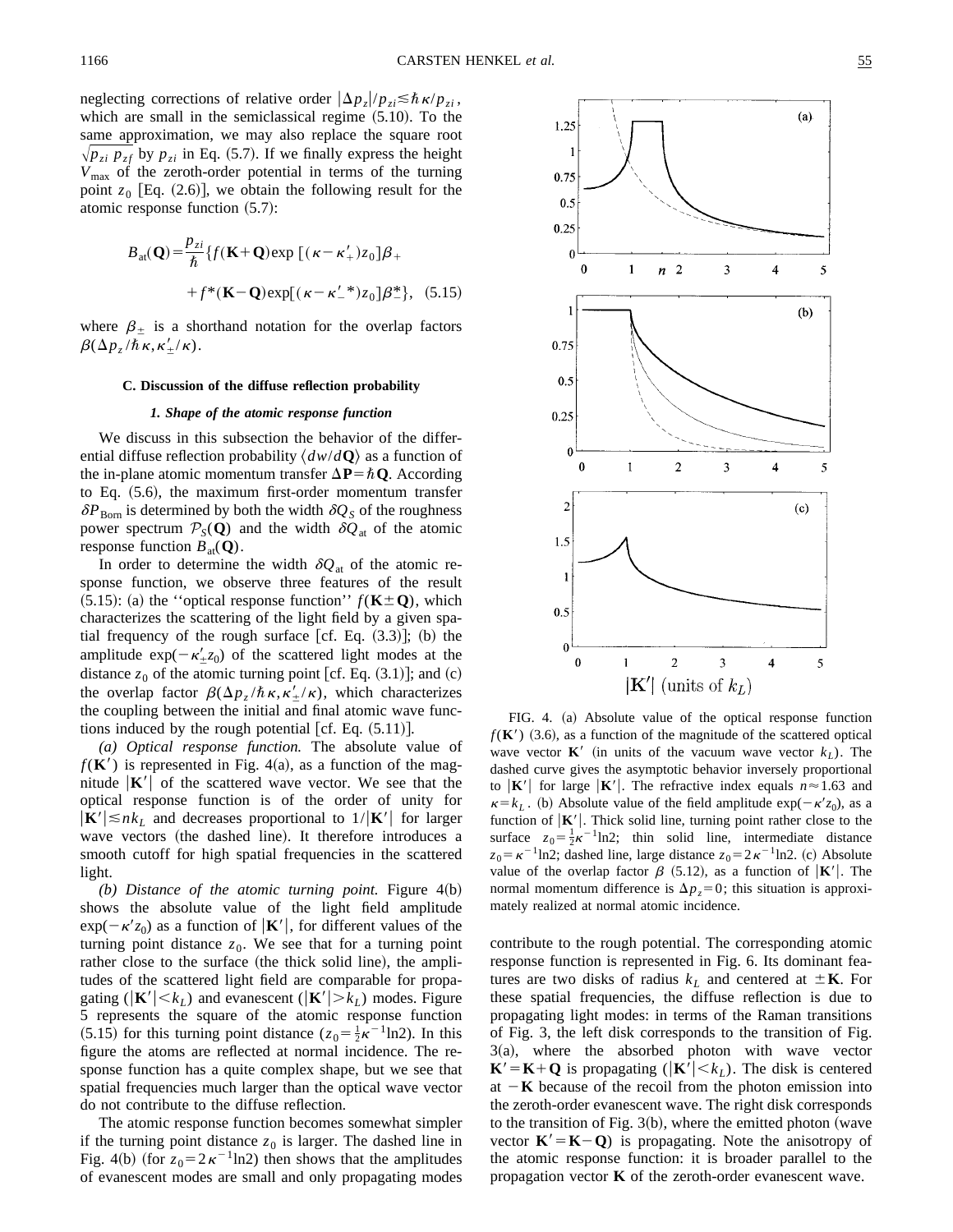neglecting corrections of relative order $|\Delta p_z|/p_{zi} \lesssim \hbar \kappa / p_{zi}$, which are small in the semiclassical regime (5.10). To the same approximation, we may also replace the square root $\sqrt{p_{zi}\, p_{zf}}$ by $p_{zi}$ in Eq. (5.7). If we finally express the height $V_{\max}$ of the zeroth-order potential in terms of the turning point $z_0$ [Eq. (2.6)], we obtain the following result for the atomic response function (5.7):

$$B_{\rm at}(\mathbf{Q}) = \frac{p_{zi}}{\hbar}\{f(\mathbf{K}+\mathbf{Q})\exp[(\kappa-\kappa'_+)z_0]\beta_+ + f^*(\mathbf{K}-\mathbf{Q})\exp[(\kappa-\kappa'^*_-)z_0]\beta^*_-\}, \quad (5.15)$$

where $\beta_\pm$ is a shorthand notation for the overlap factors $\beta(\Delta p_z/\hbar\kappa, \kappa'_\pm/\kappa)$.

### C. Discussion of the diffuse reflection probability

#### *1. Shape of the atomic response function*

We discuss in this subsection the behavior of the differential diffuse reflection probability $\langle dw/d\mathbf{Q}\rangle$ as a function of the in-plane atomic momentum transfer $\Delta\mathbf{P} = \hbar\mathbf{Q}$. According to Eq. (5.6), the maximum first-order momentum transfer $\delta P_{\rm Born}$ is determined by both the width $\delta Q_S$ of the roughness power spectrum $\mathcal{P}_S(\mathbf{Q})$ and the width $\delta Q_{\rm at}$ of the atomic response function $B_{\rm at}(\mathbf{Q})$.

In order to determine the width $\delta Q_{\rm at}$ of the atomic response function, we observe three features of the result (5.15): (a) the "optical response function" $f(\mathbf{K}\pm\mathbf{Q})$, which characterizes the scattering of the light field by a given spatial frequency of the rough surface [cf. Eq. (3.3)]; (b) the amplitude $\exp(-\kappa'_\pm z_0)$ of the scattered light modes at the distance $z_0$ of the atomic turning point [cf. Eq. (3.1)]; and (c) the overlap factor $\beta(\Delta p_z/\hbar\kappa, \kappa'_\pm/\kappa)$, which characterizes the coupling between the initial and final atomic wave functions induced by the rough potential [cf. Eq. (5.11)].

*(a) Optical response function.* The absolute value of $f(\mathbf{K}')$ is represented in Fig. 4(a), as a function of the magnitude $|\mathbf{K}'|$ of the scattered wave vector. We see that the optical response function is of the order of unity for $|\mathbf{K}'| \lesssim nk_L$ and decreases proportional to $1/|\mathbf{K}'|$ for larger wave vectors (the dashed line). It therefore introduces a smooth cutoff for high spatial frequencies in the scattered light.

*(b) Distance of the atomic turning point.* Figure 4(b) shows the absolute value of the light field amplitude $\exp(-\kappa' z_0)$ as a function of $|\mathbf{K}'|$, for different values of the turning point distance $z_0$. We see that for a turning point rather close to the surface (the thick solid line), the amplitudes of the scattered light field are comparable for propagating ($|\mathbf{K}'| < k_L$) and evanescent ($|\mathbf{K}'| > k_L$) modes. Figure 5 represents the square of the atomic response function (5.15) for this turning point distance ($z_0 = \frac{1}{2}\kappa^{-1}\ln 2$). In this figure the atoms are reflected at normal incidence. The response function has a quite complex shape, but we see that spatial frequencies much larger than the optical wave vector do not contribute to the diffuse reflection.

The atomic response function becomes somewhat simpler if the turning point distance $z_0$ is larger. The dashed line in Fig. 4(b) (for $z_0 = 2\kappa^{-1}\ln 2$) then shows that the amplitudes of evanescent modes are small and only propagating modes contribute to the rough potential. The corresponding atomic response function is represented in Fig. 6. Its dominant features are two disks of radius $k_L$ and centered at $\pm\mathbf{K}$. For these spatial frequencies, the diffuse reflection is due to propagating light modes: in terms of the Raman transitions of Fig. 3, the left disk corresponds to the transition of Fig. 3(a), where the absorbed photon with wave vector $\mathbf{K}' = \mathbf{K}+\mathbf{Q}$ is propagating ($|\mathbf{K}'| < k_L$). The disk is centered at $-\mathbf{K}$ because of the recoil from the photon emission into the zeroth-order evanescent wave. The right disk corresponds to the transition of Fig. 3(b), where the emitted photon (wave vector $\mathbf{K}' = \mathbf{K}-\mathbf{Q}$) is propagating. Note the anisotropy of the atomic response function: it is broader parallel to the propagation vector $\mathbf{K}$ of the zeroth-order evanescent wave.

FIG. 4. (a) Absolute value of the optical response function $f(\mathbf{K}')$ (3.6), as a function of the magnitude of the scattered optical wave vector $\mathbf{K}'$ (in units of the vacuum wave vector $k_L$). The dashed curve gives the asymptotic behavior inversely proportional to $|\mathbf{K}'|$ for large $|\mathbf{K}'|$. The refractive index equals $n \approx 1.63$ and $\kappa = k_L$. (b) Absolute value of the field amplitude $\exp(-\kappa' z_0)$, as a function of $|\mathbf{K}'|$. Thick solid line, turning point rather close to the surface $z_0 = \frac{1}{2}\kappa^{-1}\ln 2$; thin solid line, intermediate distance $z_0 = \kappa^{-1}\ln 2$; dashed line, large distance $z_0 = 2\kappa^{-1}\ln 2$. (c) Absolute value of the overlap factor $\beta$ (5.12), as a function of $|\mathbf{K}'|$. The normal momentum difference is $\Delta p_z = 0$; this situation is approximately realized at normal atomic incidence.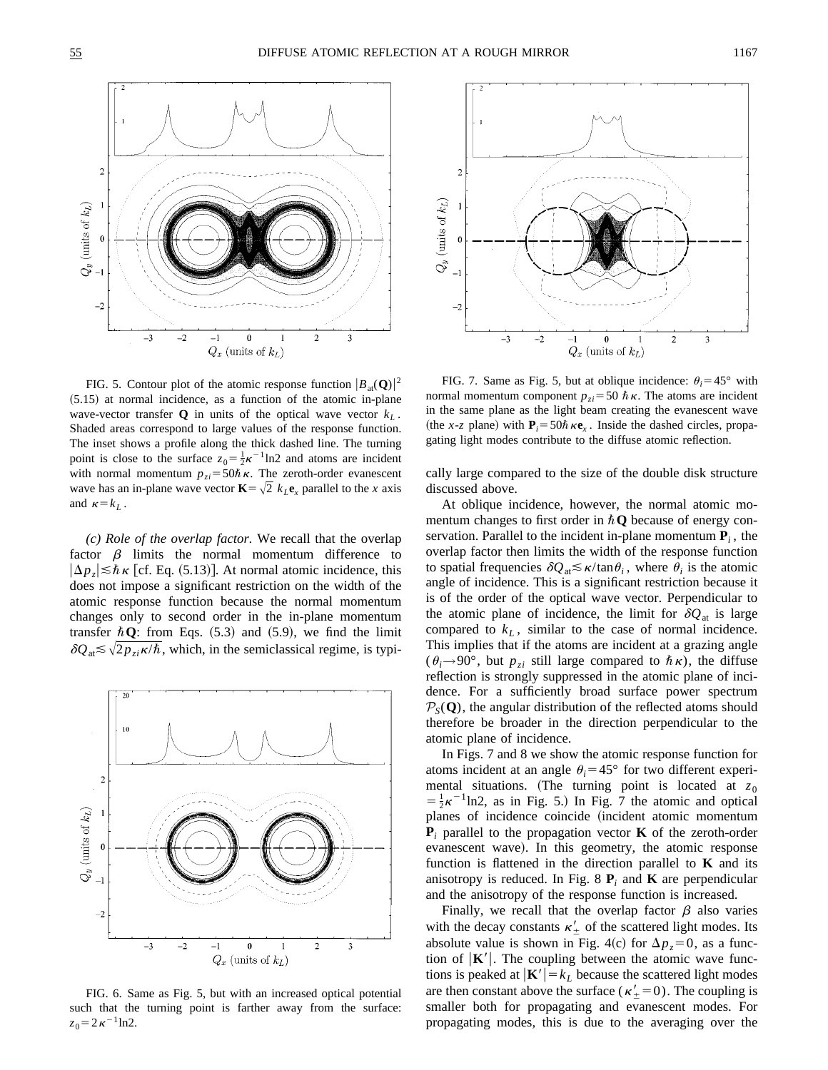FIG. 5. Contour plot of the atomic response function $|B_{\rm at}(\mathbf{Q})|^2$ (5.15) at normal incidence, as a function of the atomic in-plane wave-vector transfer $\mathbf{Q}$ in units of the optical wave vector $k_L$. Shaded areas correspond to large values of the response function. The inset shows a profile along the thick dashed line. The turning point is close to the surface $z_0 = \frac{1}{2}\kappa^{-1}\ln 2$ and atoms are incident with normal momentum $p_{zi} = 50\hbar\kappa$. The zeroth-order evanescent wave has an in-plane wave vector $\mathbf{K} = \sqrt{2}\, k_L \mathbf{e}_x$ parallel to the $x$ axis and $\kappa = k_L$.

FIG. 7. Same as Fig. 5, but at oblique incidence: $\theta_i = 45°$ with normal momentum component $p_{zi} = 50\,\hbar\kappa$. The atoms are incident in the same plane as the light beam creating the evanescent wave (the $x$-$z$ plane) with $\mathbf{P}_i = 50\hbar\kappa\mathbf{e}_x$. Inside the dashed circles, propagating light modes contribute to the diffuse atomic reflection.

*(c) Role of the overlap factor.* We recall that the overlap factor $\beta$ limits the normal momentum difference to $|\Delta p_z| \lesssim \hbar\kappa$ [cf. Eq. (5.13)]. At normal atomic incidence, this does not impose a significant restriction on the width of the atomic response function because the normal momentum changes only to second order in the in-plane momentum transfer $\hbar\mathbf{Q}$: from Eqs. (5.3) and (5.9), we find the limit $\delta Q_{\rm at} \lesssim \sqrt{2p_{zi}\kappa/\hbar}$, which, in the semiclassical regime, is typically large compared to the size of the double disk structure discussed above.

At oblique incidence, however, the normal atomic momentum changes to first order in $\hbar\mathbf{Q}$ because of energy conservation. Parallel to the incident in-plane momentum $\mathbf{P}_i$, the overlap factor then limits the width of the response function to spatial frequencies $\delta Q_{\rm at} \lesssim \kappa/\tan\theta_i$, where $\theta_i$ is the atomic angle of incidence. This is a significant restriction because it is of the order of the optical wave vector. Perpendicular to the atomic plane of incidence, the limit for $\delta Q_{\rm at}$ is large compared to $k_L$, similar to the case of normal incidence. This implies that if the atoms are incident at a grazing angle ($\theta_i \to 90°$, but $p_{zi}$ still large compared to $\hbar\kappa$), the diffuse reflection is strongly suppressed in the atomic plane of incidence. For a sufficiently broad surface power spectrum $\mathcal{P}_S(\mathbf{Q})$, the angular distribution of the reflected atoms should therefore be broader in the direction perpendicular to the atomic plane of incidence.

In Figs. 7 and 8 we show the atomic response function for atoms incident at an angle $\theta_i = 45°$ for two different experimental situations. (The turning point is located at $z_0 = \frac{1}{2}\kappa^{-1}\ln 2$, as in Fig. 5.) In Fig. 7 the atomic and optical planes of incidence coincide (incident atomic momentum $\mathbf{P}_i$ parallel to the propagation vector $\mathbf{K}$ of the zeroth-order evanescent wave). In this geometry, the atomic response function is flattened in the direction parallel to $\mathbf{K}$ and its anisotropy is reduced. In Fig. 8 $\mathbf{P}_i$ and $\mathbf{K}$ are perpendicular and the anisotropy of the response function is increased.

Finally, we recall that the overlap factor $\beta$ also varies with the decay constants $\kappa'_\pm$ of the scattered light modes. Its absolute value is shown in Fig. 4(c) for $\Delta p_z = 0$, as a function of $|\mathbf{K}'|$. The coupling between the atomic wave functions is peaked at $|\mathbf{K}'| = k_L$ because the scattered light modes are then constant above the surface ($\kappa'_\pm = 0$). The coupling is smaller both for propagating and evanescent modes. For propagating modes, this is due to the averaging over the

FIG. 6. Same as Fig. 5, but with an increased optical potential such that the turning point is farther away from the surface: $z_0 = 2\kappa^{-1}\ln 2$.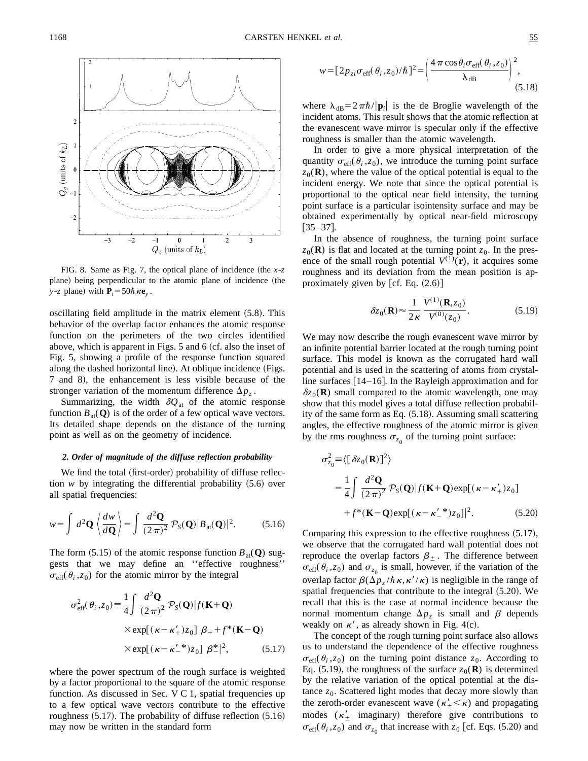FIG. 8. Same as Fig. 7, the optical plane of incidence (the $x$-$z$ plane) being perpendicular to the atomic plane of incidence (the $y$-$z$ plane) with $\mathbf{P}_i = 50\hbar\kappa\mathbf{e}_y$.

oscillating field amplitude in the matrix element (5.8). This behavior of the overlap factor enhances the atomic response function on the perimeters of the two circles identified above, which is apparent in Figs. 5 and 6 (cf. also the inset of Fig. 5, showing a profile of the response function squared along the dashed horizontal line). At oblique incidence (Figs. 7 and 8), the enhancement is less visible because of the stronger variation of the momentum difference $\Delta p_z$.

Summarizing, the width $\delta Q_{\rm at}$ of the atomic response function $B_{\rm at}(\mathbf{Q})$ is of the order of a few optical wave vectors. Its detailed shape depends on the distance of the turning point as well as on the geometry of incidence.

#### *2. Order of magnitude of the diffuse reflection probability*

We find the total (first-order) probability of diffuse reflection $w$ by integrating the differential probability (5.6) over all spatial frequencies:

$$w = \int d^2\mathbf{Q} \left\langle \frac{dw}{d\mathbf{Q}} \right\rangle = \int \frac{d^2\mathbf{Q}}{(2\pi)^2}\, \mathcal{P}_S(\mathbf{Q}) |B_{\rm at}(\mathbf{Q})|^2. \tag{5.16}$$

The form (5.15) of the atomic response function $B_{\rm at}(\mathbf{Q})$ suggests that we may define an ''effective roughness'' $\sigma_{\rm eff}(\theta_i, z_0)$ for the atomic mirror by the integral

$$\sigma^2_{\rm eff}(\theta_i, z_0) \equiv \frac{1}{4}\int \frac{d^2\mathbf{Q}}{(2\pi)^2}\, \mathcal{P}_S(\mathbf{Q}) \big| f(\mathbf{K}+\mathbf{Q}) \times \exp[(\kappa - \kappa'_+)z_0]\, \beta_+ + f^*(\mathbf{K}-\mathbf{Q}) \times \exp[(\kappa - \kappa'^*_-)z_0]\, \beta^*_- \big|^2, \tag{5.17}$$

where the power spectrum of the rough surface is weighted by a factor proportional to the square of the atomic response function. As discussed in Sec. V C 1, spatial frequencies up to a few optical wave vectors contribute to the effective roughness (5.17). The probability of diffuse reflection (5.16) may now be written in the standard form

$$w = [2p_{zi}\sigma_{\rm eff}(\theta_i, z_0)/\hbar]^2 = \left( \frac{4\pi\cos\theta_i \sigma_{\rm eff}(\theta_i, z_0)}{\lambda_{\rm dB}} \right)^2, \tag{5.18}$$

where $\lambda_{\rm dB} = 2\pi\hbar/|\mathbf{p}_i|$ is the de Broglie wavelength of the incident atoms. This result shows that the atomic reflection at the evanescent wave mirror is specular only if the effective roughness is smaller than the atomic wavelength.

In order to give a more physical interpretation of the quantity $\sigma_{\rm eff}(\theta_i, z_0)$, we introduce the turning point surface $z_0(\mathbf{R})$, where the value of the optical potential is equal to the incident energy. We note that since the optical potential is proportional to the optical near field intensity, the turning point surface is a particular isointensity surface and may be obtained experimentally by optical near-field microscopy [35–37].

In the absence of roughness, the turning point surface $z_0(\mathbf{R})$ is flat and located at the turning point $z_0$. In the presence of the small rough potential $V^{(1)}(\mathbf{r})$, it acquires some roughness and its deviation from the mean position is approximately given by [cf. Eq. (2.6)]

$$\delta z_0(\mathbf{R}) \approx \frac{1}{2\kappa}\, \frac{V^{(1)}(\mathbf{R}, z_0)}{V^{(0)}(z_0)}. \tag{5.19}$$

We may now describe the rough evanescent wave mirror by an infinite potential barrier located at the rough turning point surface. This model is known as the corrugated hard wall potential and is used in the scattering of atoms from crystalline surfaces [14–16]. In the Rayleigh approximation and for $\delta z_0(\mathbf{R})$ small compared to the atomic wavelength, one may show that this model gives a total diffuse reflection probability of the same form as Eq. (5.18). Assuming small scattering angles, the effective roughness of the atomic mirror is given by the rms roughness $\sigma_{z_0}$ of the turning point surface:

$$\sigma^2_{z_0} \equiv \langle [\delta z_0(\mathbf{R})]^2 \rangle = \frac{1}{4}\int \frac{d^2\mathbf{Q}}{(2\pi)^2}\, \mathcal{P}_S(\mathbf{Q}) \big| f(\mathbf{K}+\mathbf{Q}) \exp[(\kappa - \kappa'_+)z_0] + f^*(\mathbf{K}-\mathbf{Q}) \exp[(\kappa - \kappa'^*_-)z_0] \big|^2. \tag{5.20}$$

Comparing this expression to the effective roughness (5.17), we observe that the corrugated hard wall potential does not reproduce the overlap factors $\beta_\pm$. The difference between $\sigma_{\rm eff}(\theta_i, z_0)$ and $\sigma_{z_0}$ is small, however, if the variation of the overlap factor $\beta(\Delta p_z/\hbar\kappa, \kappa'/\kappa)$ is negligible in the range of spatial frequencies that contribute to the integral (5.20). We recall that this is the case at normal incidence because the normal momentum change $\Delta p_z$ is small and $\beta$ depends weakly on $\kappa'$, as already shown in Fig. 4(c).

The concept of the rough turning point surface also allows us to understand the dependence of the effective roughness $\sigma_{\rm eff}(\theta_i, z_0)$ on the turning point distance $z_0$. According to Eq. (5.19), the roughness of the surface $z_0(\mathbf{R})$ is determined by the relative variation of the optical potential at the distance $z_0$. Scattered light modes that decay more slowly than the zeroth-order evanescent wave ($\kappa'_\pm < \kappa$) and propagating modes ($\kappa'_\pm$ imaginary) therefore give contributions to $\sigma_{\rm eff}(\theta_i, z_0)$ and $\sigma_{z_0}$ that increase with $z_0$ [cf. Eqs. (5.20) and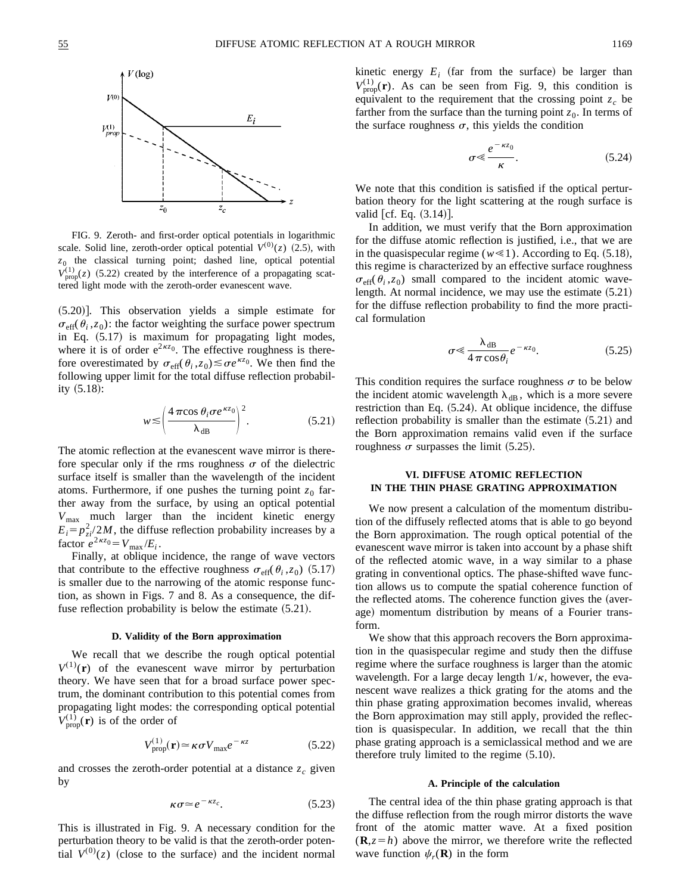FIG. 9. Zeroth- and first-order optical potentials in logarithmic scale. Solid line, zeroth-order optical potential $V^{(0)}(z)$ (2.5), with $z_0$ the classical turning point; dashed line, optical potential $V^{(1)}_{\rm prop}(z)$ (5.22) created by the interference of a propagating scattered light mode with the zeroth-order evanescent wave.

(5.20)]. This observation yields a simple estimate for $\sigma_{\rm eff}(\theta_i, z_0)$: the factor weighting the surface power spectrum in Eq. (5.17) is maximum for propagating light modes, where it is of order $e^{2\kappa z_0}$. The effective roughness is therefore overestimated by $\sigma_{\rm eff}(\theta_i, z_0) \lesssim \sigma e^{\kappa z_0}$. We then find the following upper limit for the total diffuse reflection probability (5.18):

$$w \lesssim \left( \frac{4\pi \cos\theta_i \sigma e^{\kappa z_0}}{\lambda_{\rm dB}} \right)^2. \tag{5.21}$$

The atomic reflection at the evanescent wave mirror is therefore specular only if the rms roughness $\sigma$ of the dielectric surface itself is smaller than the wavelength of the incident atoms. Furthermore, if one pushes the turning point $z_0$ farther away from the surface, by using an optical potential $V_{\max}$ much larger than the incident kinetic energy $E_i = p_{zi}^2/2M$, the diffuse reflection probability increases by a factor $e^{2\kappa z_0} = V_{\max}/E_i$.

Finally, at oblique incidence, the range of wave vectors that contribute to the effective roughness $\sigma_{\rm eff}(\theta_i, z_0)$ (5.17) is smaller due to the narrowing of the atomic response function, as shown in Figs. 7 and 8. As a consequence, the diffuse reflection probability is below the estimate (5.21).

### D. Validity of the Born approximation

We recall that we describe the rough optical potential $V^{(1)}(\mathbf{r})$ of the evanescent wave mirror by perturbation theory. We have seen that for a broad surface power spectrum, the dominant contribution to this potential comes from propagating light modes: the corresponding optical potential $V^{(1)}_{\rm prop}(\mathbf{r})$ is of the order of

$$V^{(1)}_{\rm prop}(\mathbf{r}) \simeq \kappa \sigma V_{\max} e^{-\kappa z} \tag{5.22}$$

and crosses the zeroth-order potential at a distance $z_c$ given by

$$\kappa \sigma \simeq e^{-\kappa z_c}. \tag{5.23}$$

This is illustrated in Fig. 9. A necessary condition for the perturbation theory to be valid is that the zeroth-order potential $V^{(0)}(z)$ (close to the surface) and the incident normal kinetic energy $E_i$ (far from the surface) be larger than $V^{(1)}_{\rm prop}(\mathbf{r})$. As can be seen from Fig. 9, this condition is equivalent to the requirement that the crossing point $z_c$ be farther from the surface than the turning point $z_0$. In terms of the surface roughness $\sigma$, this yields the condition

$$\sigma \ll \frac{e^{-\kappa z_0}}{\kappa}. \tag{5.24}$$

We note that this condition is satisfied if the optical perturbation theory for the light scattering at the rough surface is valid [cf. Eq. (3.14)].

In addition, we must verify that the Born approximation for the diffuse atomic reflection is justified, i.e., that we are in the quasispecular regime ($w \ll 1$). According to Eq. (5.18), this regime is characterized by an effective surface roughness $\sigma_{\rm eff}(\theta_i, z_0)$ small compared to the incident atomic wavelength. At normal incidence, we may use the estimate (5.21) for the diffuse reflection probability to find the more practical formulation

$$\sigma \ll \frac{\lambda_{\rm dB}}{4\pi \cos\theta_i} e^{-\kappa z_0}. \tag{5.25}$$

This condition requires the surface roughness $\sigma$ to be below the incident atomic wavelength $\lambda_{\rm dB}$, which is a more severe restriction than Eq. (5.24). At oblique incidence, the diffuse reflection probability is smaller than the estimate (5.21) and the Born approximation remains valid even if the surface roughness $\sigma$ surpasses the limit (5.25).

## VI. DIFFUSE ATOMIC REFLECTION IN THE THIN PHASE GRATING APPROXIMATION

We now present a calculation of the momentum distribution of the diffusely reflected atoms that is able to go beyond the Born approximation. The rough optical potential of the evanescent wave mirror is taken into account by a phase shift of the reflected atomic wave, in a way similar to a phase grating in conventional optics. The phase-shifted wave function allows us to compute the spatial coherence function of the reflected atoms. The coherence function gives the (average) momentum distribution by means of a Fourier transform.

We show that this approach recovers the Born approximation in the quasispecular regime and study then the diffuse regime where the surface roughness is larger than the atomic wavelength. For a large decay length $1/\kappa$, however, the evanescent wave realizes a thick grating for the atoms and the thin phase grating approximation becomes invalid, whereas the Born approximation may still apply, provided the reflection is quasispecular. In addition, we recall that the thin phase grating approach is a semiclassical method and we are therefore truly limited to the regime (5.10).

### A. Principle of the calculation

The central idea of the thin phase grating approach is that the diffuse reflection from the rough mirror distorts the wave front of the atomic matter wave. At a fixed position $(\mathbf{R}, z = h)$ above the mirror, we therefore write the reflected wave function $\psi_r(\mathbf{R})$ in the form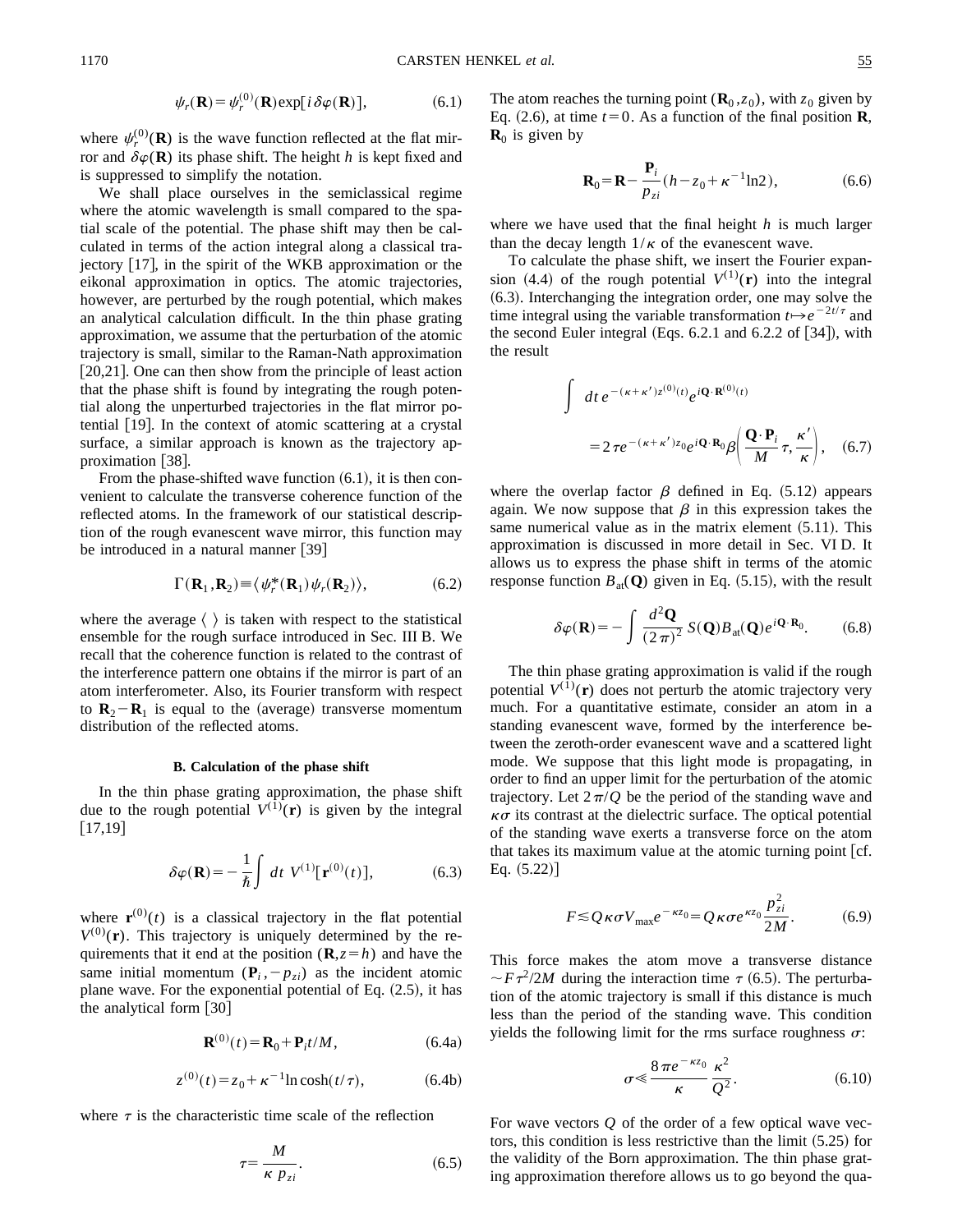$$\psi_r(\mathbf{R}) = \psi_r^{(0)}(\mathbf{R})\exp[i\,\delta\varphi(\mathbf{R})], \tag{6.1}$$

where $\psi_r^{(0)}(\mathbf{R})$ is the wave function reflected at the flat mirror and $\delta\varphi(\mathbf{R})$ its phase shift. The height $h$ is kept fixed and is suppressed to simplify the notation.

We shall place ourselves in the semiclassical regime where the atomic wavelength is small compared to the spatial scale of the potential. The phase shift may then be calculated in terms of the action integral along a classical trajectory [17], in the spirit of the WKB approximation or the eikonal approximation in optics. The atomic trajectories, however, are perturbed by the rough potential, which makes an analytical calculation difficult. In the thin phase grating approximation, we assume that the perturbation of the atomic trajectory is small, similar to the Raman-Nath approximation [20,21]. One can then show from the principle of least action that the phase shift is found by integrating the rough potential along the unperturbed trajectories in the flat mirror potential [19]. In the context of atomic scattering at a crystal surface, a similar approach is known as the trajectory approximation [38].

From the phase-shifted wave function (6.1), it is then convenient to calculate the transverse coherence function of the reflected atoms. In the framework of our statistical description of the rough evanescent wave mirror, this function may be introduced in a natural manner [39]

$$\Gamma(\mathbf{R}_1,\mathbf{R}_2) \equiv \langle \psi_r^*(\mathbf{R}_1)\psi_r(\mathbf{R}_2)\rangle, \tag{6.2}$$

where the average $\langle\;\rangle$ is taken with respect to the statistical ensemble for the rough surface introduced in Sec. III B. We recall that the coherence function is related to the contrast of the interference pattern one obtains if the mirror is part of an atom interferometer. Also, its Fourier transform with respect to $\mathbf{R}_2-\mathbf{R}_1$ is equal to the (average) transverse momentum distribution of the reflected atoms.

### B. Calculation of the phase shift

In the thin phase grating approximation, the phase shift due to the rough potential $V^{(1)}(\mathbf{r})$ is given by the integral [17,19]

$$\delta\varphi(\mathbf{R}) = -\frac{1}{\hbar}\int dt\; V^{(1)}[\mathbf{r}^{(0)}(t)], \tag{6.3}$$

where $\mathbf{r}^{(0)}(t)$ is a classical trajectory in the flat potential $V^{(0)}(\mathbf{r})$. This trajectory is uniquely determined by the requirements that it end at the position $(\mathbf{R}, z=h)$ and have the same initial momentum $(\mathbf{P}_i, -p_{zi})$ as the incident atomic plane wave. For the exponential potential of Eq. (2.5), it has the analytical form [30]

$$\mathbf{R}^{(0)}(t) = \mathbf{R}_0 + \mathbf{P}_i t/M, \tag{6.4a}$$

$$z^{(0)}(t) = z_0 + \kappa^{-1}\ln\cosh(t/\tau), \tag{6.4b}$$

where $\tau$ is the characteristic time scale of the reflection

$$\tau = \frac{M}{\kappa\, p_{zi}}. \tag{6.5}$$

The atom reaches the turning point $(\mathbf{R}_0, z_0)$, with $z_0$ given by Eq. (2.6), at time $t=0$. As a function of the final position $\mathbf{R}$, $\mathbf{R}_0$ is given by

$$\mathbf{R}_0 = \mathbf{R} - \frac{\mathbf{P}_i}{p_{zi}}(h - z_0 + \kappa^{-1}\ln 2), \tag{6.6}$$

where we have used that the final height $h$ is much larger than the decay length $1/\kappa$ of the evanescent wave.

To calculate the phase shift, we insert the Fourier expansion (4.4) of the rough potential $V^{(1)}(\mathbf{r})$ into the integral (6.3). Interchanging the integration order, one may solve the time integral using the variable transformation $t \mapsto e^{-2t/\tau}$ and the second Euler integral (Eqs. 6.2.1 and 6.2.2 of [34]), with the result

$$\int dt\, e^{-(\kappa+\kappa')z^{(0)}(t)} e^{i\mathbf{Q}\cdot\mathbf{R}^{(0)}(t)} = 2\tau e^{-(\kappa+\kappa')z_0} e^{i\mathbf{Q}\cdot\mathbf{R}_0}\beta\left(\frac{\mathbf{Q}\cdot\mathbf{P}_i}{M}\tau, \frac{\kappa'}{\kappa}\right), \tag{6.7}$$

where the overlap factor $\beta$ defined in Eq. (5.12) appears again. We now suppose that $\beta$ in this expression takes the same numerical value as in the matrix element (5.11). This approximation is discussed in more detail in Sec. VI D. It allows us to express the phase shift in terms of the atomic response function $B_{\rm at}(\mathbf{Q})$ given in Eq. (5.15), with the result

$$\delta\varphi(\mathbf{R}) = -\int \frac{d^2\mathbf{Q}}{(2\pi)^2}\, S(\mathbf{Q}) B_{\rm at}(\mathbf{Q}) e^{i\mathbf{Q}\cdot\mathbf{R}_0}. \tag{6.8}$$

The thin phase grating approximation is valid if the rough potential $V^{(1)}(\mathbf{r})$ does not perturb the atomic trajectory very much. For a quantitative estimate, consider an atom in a standing evanescent wave, formed by the interference between the zeroth-order evanescent wave and a scattered light mode. We suppose that this light mode is propagating, in order to find an upper limit for the perturbation of the atomic trajectory. Let $2\pi/Q$ be the period of the standing wave and $\kappa\sigma$ its contrast at the dielectric surface. The optical potential of the standing wave exerts a transverse force on the atom that takes its maximum value at the atomic turning point [cf. Eq. (5.22)]

$$F \lesssim Q\kappa\sigma V_{\max} e^{-\kappa z_0} = Q\kappa\sigma e^{\kappa z_0}\frac{p_{zi}^2}{2M}. \tag{6.9}$$

This force makes the atom move a transverse distance $\sim F\tau^2/2M$ during the interaction time $\tau$ (6.5). The perturbation of the atomic trajectory is small if this distance is much less than the period of the standing wave. This condition yields the following limit for the rms surface roughness $\sigma$:

$$\sigma \ll \frac{8\pi e^{-\kappa z_0}}{\kappa}\frac{\kappa^2}{Q^2}. \tag{6.10}$$

For wave vectors $Q$ of the order of a few optical wave vectors, this condition is less restrictive than the limit (5.25) for the validity of the Born approximation. The thin phase grating approximation therefore allows us to go beyond the qua-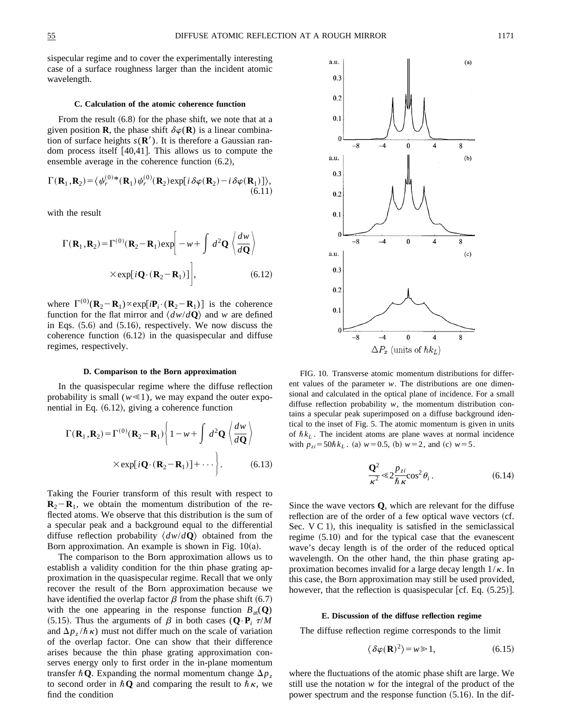sispecular regime and to cover the experimentally interesting case of a surface roughness larger than the incident atomic wavelength.

### C. Calculation of the atomic coherence function

From the result (6.8) for the phase shift, we note that at a given position $\mathbf{R}$, the phase shift $\delta\varphi(\mathbf{R})$ is a linear combination of surface heights $s(\mathbf{R}')$. It is therefore a Gaussian random process itself [40,41]. This allows us to compute the ensemble average in the coherence function (6.2),

$$\Gamma(\mathbf{R}_1,\mathbf{R}_2)=\langle \psi_r^{(0)*}(\mathbf{R}_1)\psi_r^{(0)}(\mathbf{R}_2)\exp[i\,\delta\varphi(\mathbf{R}_2)-i\,\delta\varphi(\mathbf{R}_1)]\rangle, \tag{6.11}$$

with the result

$$\Gamma(\mathbf{R}_1,\mathbf{R}_2)=\Gamma^{(0)}(\mathbf{R}_2-\mathbf{R}_1)\exp\left[-w+\int d^2\mathbf{Q}\left\langle\frac{dw}{d\mathbf{Q}}\right\rangle \times\exp[i\mathbf{Q}\cdot(\mathbf{R}_2-\mathbf{R}_1)]\right], \tag{6.12}$$

where $\Gamma^{(0)}(\mathbf{R}_2-\mathbf{R}_1)\propto\exp[i\mathbf{P}_i\cdot(\mathbf{R}_2-\mathbf{R}_1)]$ is the coherence function for the flat mirror and $\langle dw/d\mathbf{Q}\rangle$ and $w$ are defined in Eqs. (5.6) and (5.16), respectively. We now discuss the coherence function (6.12) in the quasispecular and diffuse regimes, respectively.

### D. Comparison to the Born approximation

In the quasispecular regime where the diffuse reflection probability is small ($w\ll1$), we may expand the outer exponential in Eq. (6.12), giving a coherence function

$$\Gamma(\mathbf{R}_1,\mathbf{R}_2)=\Gamma^{(0)}(\mathbf{R}_2-\mathbf{R}_1)\left\{1-w+\int d^2\mathbf{Q}\left\langle\frac{dw}{d\mathbf{Q}}\right\rangle \times\exp[i\mathbf{Q}\cdot(\mathbf{R}_2-\mathbf{R}_1)]+\cdots\right\}. \tag{6.13}$$

Taking the Fourier transform of this result with respect to $\mathbf{R}_2-\mathbf{R}_1$, we obtain the momentum distribution of the reflected atoms. We observe that this distribution is the sum of a specular peak and a background equal to the differential diffuse reflection probability $\langle dw/d\mathbf{Q}\rangle$ obtained from the Born approximation. An example is shown in Fig. 10(a).

The comparison to the Born approximation allows us to establish a validity condition for the thin phase grating approximation in the quasispecular regime. Recall that we only recover the result of the Born approximation because we have identified the overlap factor $\beta$ from the phase shift (6.7) with the one appearing in the response function $B_{\rm at}(\mathbf{Q})$ (5.15). Thus the arguments of $\beta$ in both cases ($\mathbf{Q}\cdot\mathbf{P}_i\,\tau/M$ and $\Delta p_z/\hbar\kappa$) must not differ much on the scale of variation of the overlap factor. One can show that their difference arises because the thin phase grating approximation conserves energy only to first order in the in-plane momentum transfer $\hbar\mathbf{Q}$. Expanding the normal momentum change $\Delta p_z$ to second order in $\hbar\mathbf{Q}$ and comparing the result to $\hbar\kappa$, we find the condition

FIG. 10. Transverse atomic momentum distributions for different values of the parameter $w$. The distributions are one dimensional and calculated in the optical plane of incidence. For a small diffuse reflection probability $w$, the momentum distribution contains a specular peak superimposed on a diffuse background identical to the inset of Fig. 5. The atomic momentum is given in units of $\hbar k_L$. The incident atoms are plane waves at normal incidence with $p_{zi}=50\hbar k_L$. (a) $w=0.5$, (b) $w=2$, and (c) $w=5$.

$$\frac{\mathbf{Q}^2}{\kappa^2}\ll2\frac{p_{zi}}{\hbar\kappa}\cos^2\theta_i\,. \tag{6.14}$$

Since the wave vectors $\mathbf{Q}$, which are relevant for the diffuse reflection are of the order of a few optical wave vectors (cf. Sec. V C 1), this inequality is satisfied in the semiclassical regime (5.10) and for the typical case that the evanescent wave's decay length is of the order of the reduced optical wavelength. On the other hand, the thin phase grating approximation becomes invalid for a large decay length $1/\kappa$. In this case, the Born approximation may still be used provided, however, that the reflection is quasispecular [cf. Eq. (5.25)].

### E. Discussion of the diffuse reflection regime

The diffuse reflection regime corresponds to the limit

$$\langle\delta\varphi(\mathbf{R})^2\rangle=w\gg1, \tag{6.15}$$

where the fluctuations of the atomic phase shift are large. We still use the notation $w$ for the integral of the product of the power spectrum and the response function (5.16). In the dif-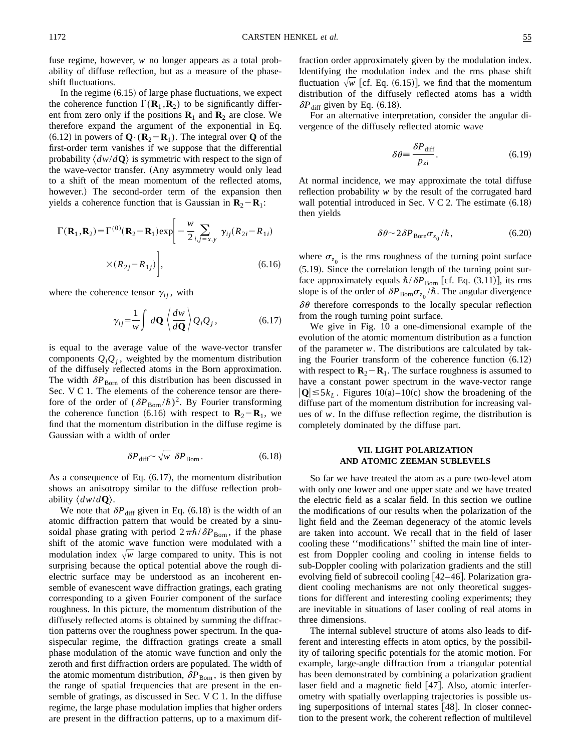fuse regime, however, $w$ no longer appears as a total probability of diffuse reflection, but as a measure of the phase-shift fluctuations.

In the regime (6.15) of large phase fluctuations, we expect the coherence function $\Gamma(\mathbf{R}_1,\mathbf{R}_2)$ to be significantly different from zero only if the positions $\mathbf{R}_1$ and $\mathbf{R}_2$ are close. We therefore expand the argument of the exponential in Eq. (6.12) in powers of $\mathbf{Q}\cdot(\mathbf{R}_2-\mathbf{R}_1)$. The integral over $\mathbf{Q}$ of the first-order term vanishes if we suppose that the differential probability $\langle dw/d\mathbf{Q}\rangle$ is symmetric with respect to the sign of the wave-vector transfer. (Any asymmetry would only lead to a shift of the mean momentum of the reflected atoms, however.) The second-order term of the expansion then yields a coherence function that is Gaussian in $\mathbf{R}_2-\mathbf{R}_1$:

$$\Gamma(\mathbf{R}_1,\mathbf{R}_2)=\Gamma^{(0)}(\mathbf{R}_2-\mathbf{R}_1)\exp\left[-\frac{w}{2}\sum_{i,j=x,y}\gamma_{ij}(R_{2i}-R_{1i})\times(R_{2j}-R_{1j})\right], \tag{6.16}$$

where the coherence tensor $\gamma_{ij}$, with

$$\gamma_{ij}=\frac{1}{w}\int d\mathbf{Q}\left\langle\frac{dw}{d\mathbf{Q}}\right\rangle Q_iQ_j, \tag{6.17}$$

is equal to the average value of the wave-vector transfer components $Q_iQ_j$, weighted by the momentum distribution of the diffusely reflected atoms in the Born approximation. The width $\delta P_{\text{Born}}$ of this distribution has been discussed in Sec. V C 1. The elements of the coherence tensor are therefore of the order of $(\delta P_{\text{Born}}/\hbar)^2$. By Fourier transforming the coherence function (6.16) with respect to $\mathbf{R}_2-\mathbf{R}_1$, we find that the momentum distribution in the diffuse regime is Gaussian with a width of order

$$\delta P_{\text{diff}}\sim\sqrt{w}\;\delta P_{\text{Born}}. \tag{6.18}$$

As a consequence of Eq. (6.17), the momentum distribution shows an anisotropy similar to the diffuse reflection probability $\langle dw/d\mathbf{Q}\rangle$.

We note that $\delta P_{\text{diff}}$ given in Eq. (6.18) is the width of an atomic diffraction pattern that would be created by a sinusoidal phase grating with period $2\pi\hbar/\delta P_{\text{Born}}$, if the phase shift of the atomic wave function were modulated with a modulation index $\sqrt{w}$ large compared to unity. This is not surprising because the optical potential above the rough dielectric surface may be understood as an incoherent ensemble of evanescent wave diffraction gratings, each grating corresponding to a given Fourier component of the surface roughness. In this picture, the momentum distribution of the diffusely reflected atoms is obtained by summing the diffraction patterns over the roughness power spectrum. In the quasispecular regime, the diffraction gratings create a small phase modulation of the atomic wave function and only the zeroth and first diffraction orders are populated. The width of the atomic momentum distribution, $\delta P_{\text{Born}}$, is then given by the range of spatial frequencies that are present in the ensemble of gratings, as discussed in Sec. V C 1. In the diffuse regime, the large phase modulation implies that higher orders are present in the diffraction patterns, up to a maximum diffraction order approximately given by the modulation index. Identifying the modulation index and the rms phase shift fluctuation $\sqrt{w}$ [cf. Eq. (6.15)], we find that the momentum distribution of the diffusely reflected atoms has a width $\delta P_{\text{diff}}$ given by Eq. (6.18).

For an alternative interpretation, consider the angular divergence of the diffusely reflected atomic wave

$$\delta\theta\equiv\frac{\delta P_{\text{diff}}}{p_{zi}}. \tag{6.19}$$

At normal incidence, we may approximate the total diffuse reflection probability $w$ by the result of the corrugated hard wall potential introduced in Sec. V C 2. The estimate (6.18) then yields

$$\delta\theta\sim 2\delta P_{\text{Born}}\sigma_{z_0}/\hbar, \tag{6.20}$$

where $\sigma_{z_0}$ is the rms roughness of the turning point surface (5.19). Since the correlation length of the turning point surface approximately equals $\hbar/\delta P_{\text{Born}}$ [cf. Eq. (3.11)], its rms slope is of the order of $\delta P_{\text{Born}}\sigma_{z_0}/\hbar$. The angular divergence $\delta\theta$ therefore corresponds to the locally specular reflection from the rough turning point surface.

We give in Fig. 10 a one-dimensional example of the evolution of the atomic momentum distribution as a function of the parameter $w$. The distributions are calculated by taking the Fourier transform of the coherence function (6.12) with respect to $\mathbf{R}_2-\mathbf{R}_1$. The surface roughness is assumed to have a constant power spectrum in the wave-vector range $|\mathbf{Q}|\lesssim 5k_L$. Figures 10(a)–10(c) show the broadening of the diffuse part of the momentum distribution for increasing values of $w$. In the diffuse reflection regime, the distribution is completely dominated by the diffuse part.

## VII. LIGHT POLARIZATION AND ATOMIC ZEEMAN SUBLEVELS

So far we have treated the atom as a pure two-level atom with only one lower and one upper state and we have treated the electric field as a scalar field. In this section we outline the modifications of our results when the polarization of the light field and the Zeeman degeneracy of the atomic levels are taken into account. We recall that in the field of laser cooling these ''modifications'' shifted the main line of interest from Doppler cooling and cooling in intense fields to sub-Doppler cooling with polarization gradients and the still evolving field of subrecoil cooling [42–46]. Polarization gradient cooling mechanisms are not only theoretical suggestions for different and interesting cooling experiments; they are inevitable in situations of laser cooling of real atoms in three dimensions.

The internal sublevel structure of atoms also leads to different and interesting effects in atom optics, by the possibility of tailoring specific potentials for the atomic motion. For example, large-angle diffraction from a triangular potential has been demonstrated by combining a polarization gradient laser field and a magnetic field [47]. Also, atomic interferometry with spatially overlapping trajectories is possible using superpositions of internal states [48]. In closer connection to the present work, the coherent reflection of multilevel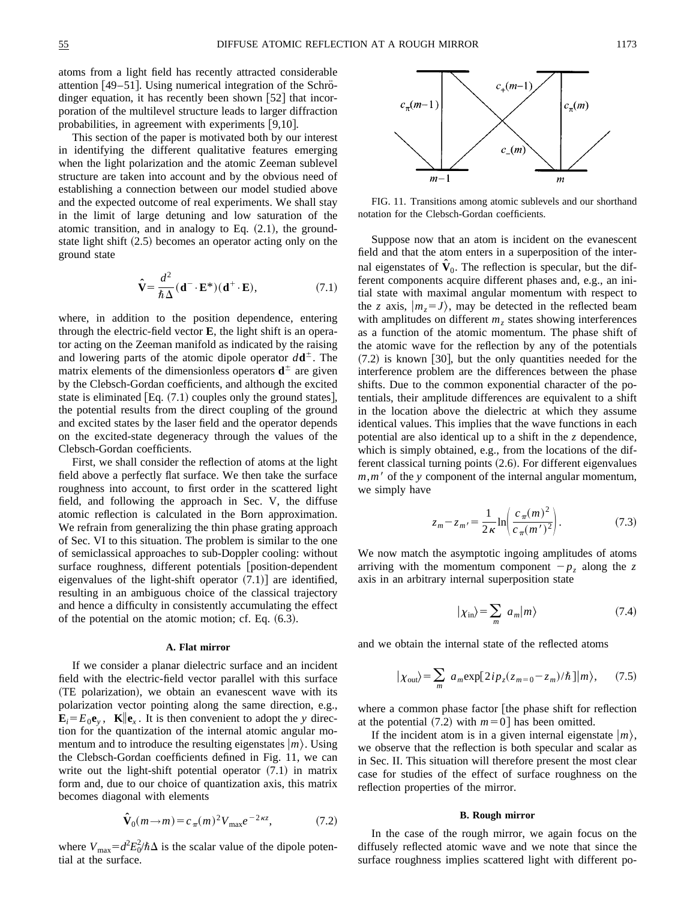atoms from a light field has recently attracted considerable attention [49–51]. Using numerical integration of the Schrödinger equation, it has recently been shown [52] that incorporation of the multilevel structure leads to larger diffraction probabilities, in agreement with experiments [9,10].

This section of the paper is motivated both by our interest in identifying the different qualitative features emerging when the light polarization and the atomic Zeeman sublevel structure are taken into account and by the obvious need of establishing a connection between our model studied above and the expected outcome of real experiments. We shall stay in the limit of large detuning and low saturation of the atomic transition, and in analogy to Eq. (2.1), the ground-state light shift (2.5) becomes an operator acting only on the ground state

$$\hat{\mathbf{V}}=\frac{d^2}{\hbar\Delta}(\mathbf{d}^-\cdot\mathbf{E}^*)(\mathbf{d}^+\cdot\mathbf{E}), \tag{7.1}$$

where, in addition to the position dependence, entering through the electric-field vector $\mathbf{E}$, the light shift is an operator acting on the Zeeman manifold as indicated by the raising and lowering parts of the atomic dipole operator $d\mathbf{d}^{\pm}$. The matrix elements of the dimensionless operators $\mathbf{d}^{\pm}$ are given by the Clebsch-Gordan coefficients, and although the excited state is eliminated [Eq. (7.1) couples only the ground states], the potential results from the direct coupling of the ground and excited states by the laser field and the operator depends on the excited-state degeneracy through the values of the Clebsch-Gordan coefficients.

First, we shall consider the reflection of atoms at the light field above a perfectly flat surface. We then take the surface roughness into account, to first order in the scattered light field, and following the approach in Sec. V, the diffuse atomic reflection is calculated in the Born approximation. We refrain from generalizing the thin phase grating approach of Sec. VI to this situation. The problem is similar to the one of semiclassical approaches to sub-Doppler cooling: without surface roughness, different potentials [position-dependent eigenvalues of the light-shift operator (7.1)] are identified, resulting in an ambiguous choice of the classical trajectory and hence a difficulty in consistently accumulating the effect of the potential on the atomic motion; cf. Eq. (6.3).

### A. Flat mirror

If we consider a planar dielectric surface and an incident field with the electric-field vector parallel with this surface (TE polarization), we obtain an evanescent wave with its polarization vector pointing along the same direction, e.g., $\mathbf{E}_i=E_0\mathbf{e}_y$, $\mathbf{K}\|\mathbf{e}_x$. It is then convenient to adopt the $y$ direction for the quantization of the internal atomic angular momentum and to introduce the resulting eigenstates $|m\rangle$. Using the Clebsch-Gordan coefficients defined in Fig. 11, we can write out the light-shift potential operator (7.1) in matrix form and, due to our choice of quantization axis, this matrix becomes diagonal with elements

$$\hat{\mathbf{V}}_0(m\rightarrow m)=c_\pi(m)^2V_{\max}e^{-2\kappa z}, \tag{7.2}$$

where $V_{\max}=d^2E_0^2/\hbar\Delta$ is the scalar value of the dipole potential at the surface.

FIG. 11. Transitions among atomic sublevels and our shorthand notation for the Clebsch-Gordan coefficients.

Suppose now that an atom is incident on the evanescent field and that the atom enters in a superposition of the internal eigenstates of $\hat{\mathbf{V}}_0$. The reflection is specular, but the different components acquire different phases and, e.g., an initial state with maximal angular momentum with respect to the $z$ axis, $|m_z=J\rangle$, may be detected in the reflected beam with amplitudes on different $m_z$ states showing interferences as a function of the atomic momentum. The phase shift of the atomic wave for the reflection by any of the potentials (7.2) is known [30], but the only quantities needed for the interference problem are the differences between the phase shifts. Due to the common exponential character of the potentials, their amplitude differences are equivalent to a shift in the location above the dielectric at which they assume identical values. This implies that the wave functions in each potential are also identical up to a shift in the $z$ dependence, which is simply obtained, e.g., from the locations of the different classical turning points (2.6). For different eigenvalues $m,m'$ of the $y$ component of the internal angular momentum, we simply have

$$z_m-z_{m'}=\frac{1}{2\kappa}\ln\left(\frac{c_\pi(m)^2}{c_\pi(m')^2}\right). \tag{7.3}$$

We now match the asymptotic ingoing amplitudes of atoms arriving with the momentum component $-p_z$ along the $z$ axis in an arbitrary internal superposition state

$$|\chi_{\rm in}\rangle=\sum_m a_m|m\rangle \tag{7.4}$$

and we obtain the internal state of the reflected atoms

$$|\chi_{\rm out}\rangle=\sum_m a_m\exp[2ip_z(z_{m=0}-z_m)/\hbar]|m\rangle, \tag{7.5}$$

where a common phase factor [the phase shift for reflection at the potential (7.2) with $m=0$] has been omitted.

If the incident atom is in a given internal eigenstate $|m\rangle$, we observe that the reflection is both specular and scalar as in Sec. II. This situation will therefore present the most clear case for studies of the effect of surface roughness on the reflection properties of the mirror.

### B. Rough mirror

In the case of the rough mirror, we again focus on the diffusely reflected atomic wave and we note that since the surface roughness implies scattered light with different po-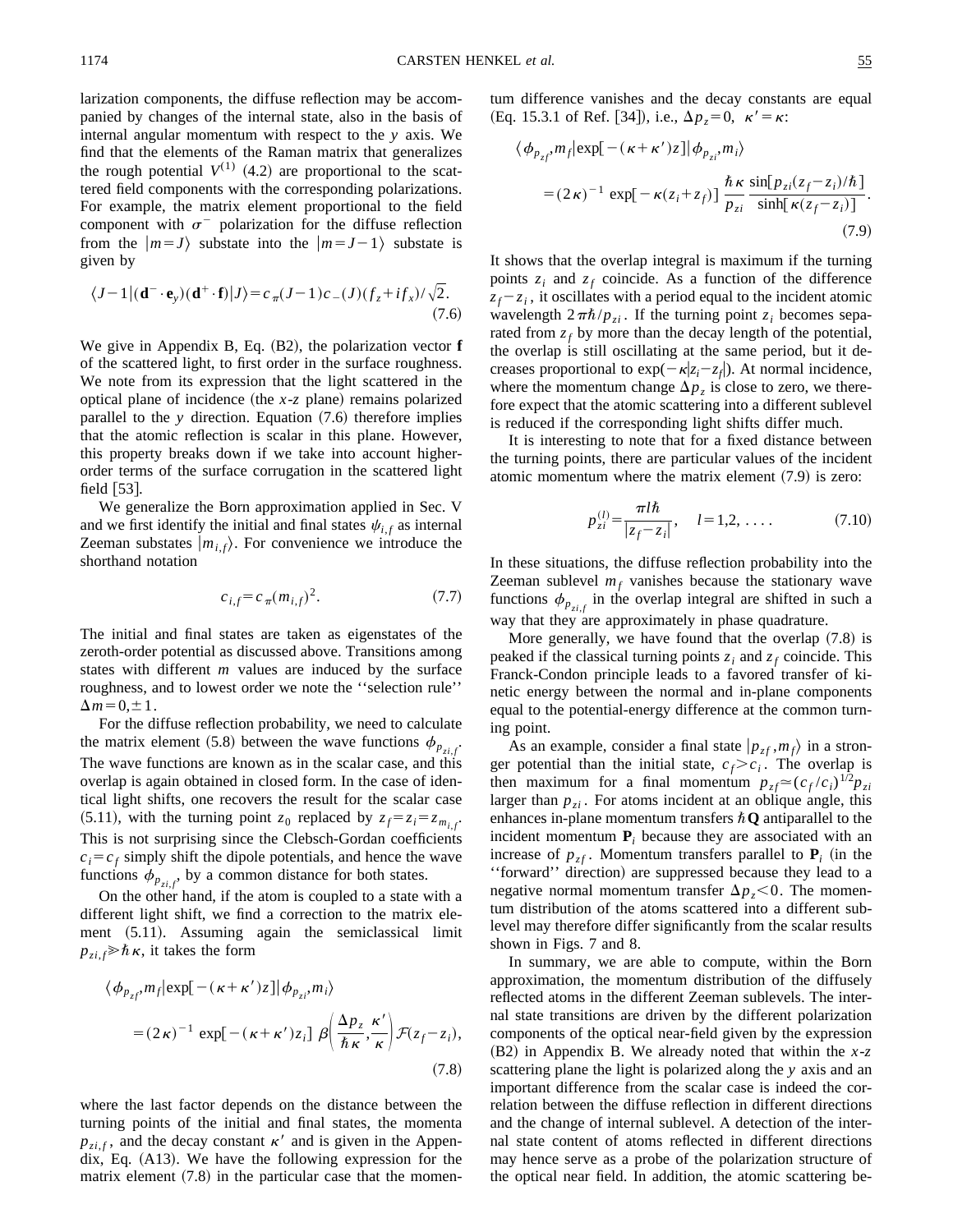larization components, the diffuse reflection may be accompanied by changes of the internal state, also in the basis of internal angular momentum with respect to the $y$ axis. We find that the elements of the Raman matrix that generalizes the rough potential $V^{(1)}$ (4.2) are proportional to the scattered field components with the corresponding polarizations. For example, the matrix element proportional to the field component with $\sigma^-$ polarization for the diffuse reflection from the $|m=J\rangle$ substate into the $|m=J-1\rangle$ substate is given by

$$\langle J-1|(\mathbf{d}^-\cdot\mathbf{e}_y)(\mathbf{d}^+\cdot\mathbf{f})|J\rangle = c_\pi(J-1)c_-(J)(f_z+if_x)/\sqrt{2}. \tag{7.6}$$

We give in Appendix B, Eq. (B2), the polarization vector $\mathbf{f}$ of the scattered light, to first order in the surface roughness. We note from its expression that the light scattered in the optical plane of incidence (the $x$-$z$ plane) remains polarized parallel to the $y$ direction. Equation (7.6) therefore implies that the atomic reflection is scalar in this plane. However, this property breaks down if we take into account higher-order terms of the surface corrugation in the scattered light field [53].

We generalize the Born approximation applied in Sec. V and we first identify the initial and final states $\psi_{i,f}$ as internal Zeeman substates $|m_{i,f}\rangle$. For convenience we introduce the shorthand notation

$$c_{i,f}=c_\pi(m_{i,f})^2. \tag{7.7}$$

The initial and final states are taken as eigenstates of the zeroth-order potential as discussed above. Transitions among states with different $m$ values are induced by the surface roughness, and to lowest order we note the ''selection rule'' $\Delta m=0,\pm1$.

For the diffuse reflection probability, we need to calculate the matrix element (5.8) between the wave functions $\phi_{p_{zi,f}}$. The wave functions are known as in the scalar case, and this overlap is again obtained in closed form. In the case of identical light shifts, one recovers the result for the scalar case (5.11), with the turning point $z_0$ replaced by $z_f=z_i=z_{m_{i,f}}$. This is not surprising since the Clebsch-Gordan coefficients $c_i=c_f$ simply shift the dipole potentials, and hence the wave functions $\phi_{p_{zi,f}}$, by a common distance for both states.

On the other hand, if the atom is coupled to a state with a different light shift, we find a correction to the matrix element (5.11). Assuming again the semiclassical limit $p_{zi,f}\gg\hbar\kappa$, it takes the form

$$\langle\phi_{p_{zf}},m_f|\exp[-(\kappa+\kappa')z]|\phi_{p_{zi}},m_i\rangle = (2\kappa)^{-1}\exp[-(\kappa+\kappa')z_i]\;\beta\!\left(\frac{\Delta p_z}{\hbar\kappa},\frac{\kappa'}{\kappa}\right)\mathcal{F}(z_f-z_i), \tag{7.8}$$

where the last factor depends on the distance between the turning points of the initial and final states, the momenta $p_{zi,f}$, and the decay constant $\kappa'$ and is given in the Appendix, Eq. (A13). We have the following expression for the matrix element (7.8) in the particular case that the momentum difference vanishes and the decay constants are equal (Eq. 15.3.1 of Ref. [34]), i.e., $\Delta p_z=0$, $\kappa'=\kappa$:

$$\langle\phi_{p_{zf}},m_f|\exp[-(\kappa+\kappa')z]|\phi_{p_{zi}},m_i\rangle = (2\kappa)^{-1}\exp[-\kappa(z_i+z_f)]\,\frac{\hbar\kappa}{p_{zi}}\,\frac{\sin[p_{zi}(z_f-z_i)/\hbar]}{\sinh[\kappa(z_f-z_i)]}. \tag{7.9}$$

It shows that the overlap integral is maximum if the turning points $z_i$ and $z_f$ coincide. As a function of the difference $z_f-z_i$, it oscillates with a period equal to the incident atomic wavelength $2\pi\hbar/p_{zi}$. If the turning point $z_i$ becomes separated from $z_f$ by more than the decay length of the potential, the overlap is still oscillating at the same period, but it decreases proportional to $\exp(-\kappa|z_i-z_f|)$. At normal incidence, where the momentum change $\Delta p_z$ is close to zero, we therefore expect that the atomic scattering into a different sublevel is reduced if the corresponding light shifts differ much.

It is interesting to note that for a fixed distance between the turning points, there are particular values of the incident atomic momentum where the matrix element (7.9) is zero:

$$p_{zi}^{(l)}=\frac{\pi l\hbar}{|z_f-z_i|},\quad l=1,2,\ldots. \tag{7.10}$$

In these situations, the diffuse reflection probability into the Zeeman sublevel $m_f$ vanishes because the stationary wave functions $\phi_{p_{zi,f}}$ in the overlap integral are shifted in such a way that they are approximately in phase quadrature.

More generally, we have found that the overlap (7.8) is peaked if the classical turning points $z_i$ and $z_f$ coincide. This Franck-Condon principle leads to a favored transfer of kinetic energy between the normal and in-plane components equal to the potential-energy difference at the common turning point.

As an example, consider a final state $|p_{zf},m_f\rangle$ in a stronger potential than the initial state, $c_f>c_i$. The overlap is then maximum for a final momentum $p_{zf}\simeq(c_f/c_i)^{1/2}p_{zi}$ larger than $p_{zi}$. For atoms incident at an oblique angle, this enhances in-plane momentum transfers $\hbar\mathbf{Q}$ antiparallel to the incident momentum $\mathbf{P}_i$ because they are associated with an increase of $p_{zf}$. Momentum transfers parallel to $\mathbf{P}_i$ (in the ''forward'' direction) are suppressed because they lead to a negative normal momentum transfer $\Delta p_z<0$. The momentum distribution of the atoms scattered into a different sublevel may therefore differ significantly from the scalar results shown in Figs. 7 and 8.

In summary, we are able to compute, within the Born approximation, the momentum distribution of the diffusely reflected atoms in the different Zeeman sublevels. The internal state transitions are driven by the different polarization components of the optical near-field given by the expression (B2) in Appendix B. We already noted that within the $x$-$z$ scattering plane the light is polarized along the $y$ axis and an important difference from the scalar case is indeed the correlation between the diffuse reflection in different directions and the change of internal sublevel. A detection of the internal state content of atoms reflected in different directions may hence serve as a probe of the polarization structure of the optical near field. In addition, the atomic scattering be-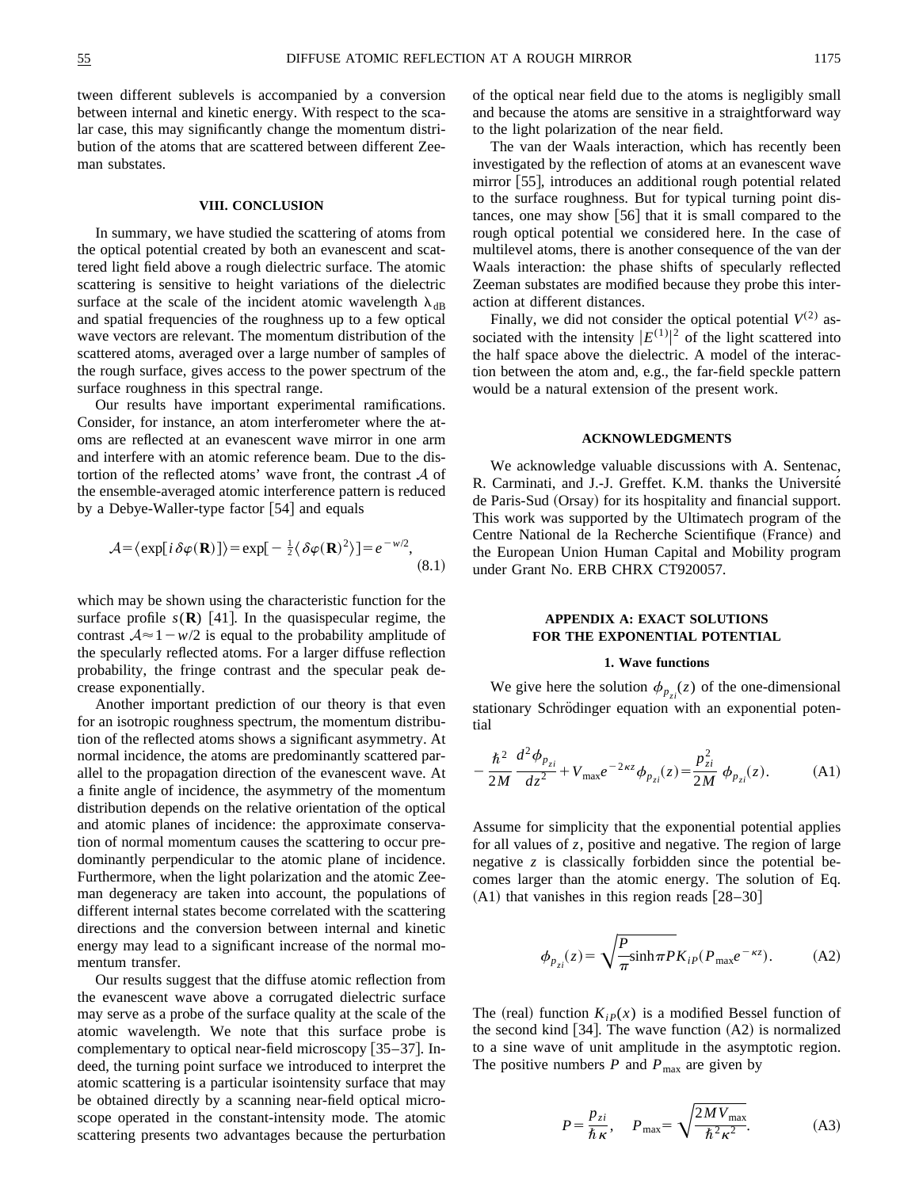tween different sublevels is accompanied by a conversion between internal and kinetic energy. With respect to the scalar case, this may significantly change the momentum distribution of the atoms that are scattered between different Zeeman substates.

## VIII. CONCLUSION

In summary, we have studied the scattering of atoms from the optical potential created by both an evanescent and scattered light field above a rough dielectric surface. The atomic scattering is sensitive to height variations of the dielectric surface at the scale of the incident atomic wavelength $\lambda_{\rm dB}$ and spatial frequencies of the roughness up to a few optical wave vectors are relevant. The momentum distribution of the scattered atoms, averaged over a large number of samples of the rough surface, gives access to the power spectrum of the surface roughness in this spectral range.

Our results have important experimental ramifications. Consider, for instance, an atom interferometer where the atoms are reflected at an evanescent wave mirror in one arm and interfere with an atomic reference beam. Due to the distortion of the reflected atoms' wave front, the contrast $\mathcal{A}$ of the ensemble-averaged atomic interference pattern is reduced by a Debye-Waller-type factor [54] and equals

$$\mathcal{A}=\langle \exp[i\,\delta\varphi(\mathbf{R})]\rangle=\exp[-\tfrac{1}{2}\langle \delta\varphi(\mathbf{R})^2\rangle]=e^{-w/2}, \tag{8.1}$$

which may be shown using the characteristic function for the surface profile $s(\mathbf{R})$ [41]. In the quasispecular regime, the contrast $\mathcal{A}\approx 1-w/2$ is equal to the probability amplitude of the specularly reflected atoms. For a larger diffuse reflection probability, the fringe contrast and the specular peak decrease exponentially.

Another important prediction of our theory is that even for an isotropic roughness spectrum, the momentum distribution of the reflected atoms shows a significant asymmetry. At normal incidence, the atoms are predominantly scattered parallel to the propagation direction of the evanescent wave. At a finite angle of incidence, the asymmetry of the momentum distribution depends on the relative orientation of the optical and atomic planes of incidence: the approximate conservation of normal momentum causes the scattering to occur predominantly perpendicular to the atomic plane of incidence. Furthermore, when the light polarization and the atomic Zeeman degeneracy are taken into account, the populations of different internal states become correlated with the scattering directions and the conversion between internal and kinetic energy may lead to a significant increase of the normal momentum transfer.

Our results suggest that the diffuse atomic reflection from the evanescent wave above a corrugated dielectric surface may serve as a probe of the surface quality at the scale of the atomic wavelength. We note that this surface probe is complementary to optical near-field microscopy [35–37]. Indeed, the turning point surface we introduced to interpret the atomic scattering is a particular isointensity surface that may be obtained directly by a scanning near-field optical microscope operated in the constant-intensity mode. The atomic scattering presents two advantages because the perturbation of the optical near field due to the atoms is negligibly small and because the atoms are sensitive in a straightforward way to the light polarization of the near field.

The van der Waals interaction, which has recently been investigated by the reflection of atoms at an evanescent wave mirror [55], introduces an additional rough potential related to the surface roughness. But for typical turning point distances, one may show [56] that it is small compared to the rough optical potential we considered here. In the case of multilevel atoms, there is another consequence of the van der Waals interaction: the phase shifts of specularly reflected Zeeman substates are modified because they probe this interaction at different distances.

Finally, we did not consider the optical potential $V^{(2)}$ associated with the intensity $|E^{(1)}|^2$ of the light scattered into the half space above the dielectric. A model of the interaction between the atom and, e.g., the far-field speckle pattern would be a natural extension of the present work.

## ACKNOWLEDGMENTS

We acknowledge valuable discussions with A. Sentenac, R. Carminati, and J.-J. Greffet. K.M. thanks the Université de Paris-Sud (Orsay) for its hospitality and financial support. This work was supported by the Ultimatech program of the Centre National de la Recherche Scientifique (France) and the European Union Human Capital and Mobility program under Grant No. ERB CHRX CT920057.

## APPENDIX A: EXACT SOLUTIONS FOR THE EXPONENTIAL POTENTIAL

### 1. Wave functions

We give here the solution $\phi_{p_{zi}}(z)$ of the one-dimensional stationary Schrödinger equation with an exponential potential

$$-\frac{\hbar^2}{2M}\frac{d^2\phi_{p_{zi}}}{dz^2}+V_{\rm max}e^{-2\kappa z}\phi_{p_{zi}}(z)=\frac{p_{zi}^2}{2M}\,\phi_{p_{zi}}(z). \tag{A1}$$

Assume for simplicity that the exponential potential applies for all values of $z$, positive and negative. The region of large negative $z$ is classically forbidden since the potential becomes larger than the atomic energy. The solution of Eq. (A1) that vanishes in this region reads [28–30]

$$\phi_{p_{zi}}(z)=\sqrt{\frac{P}{\pi}\sinh\pi P}\,K_{iP}(P_{\rm max}e^{-\kappa z}). \tag{A2}$$

The (real) function $K_{iP}(x)$ is a modified Bessel function of the second kind [34]. The wave function (A2) is normalized to a sine wave of unit amplitude in the asymptotic region. The positive numbers $P$ and $P_{\rm max}$ are given by

$$P=\frac{p_{zi}}{\hbar\kappa},\quad P_{\rm max}=\sqrt{\frac{2MV_{\rm max}}{\hbar^2\kappa^2}}. \tag{A3}$$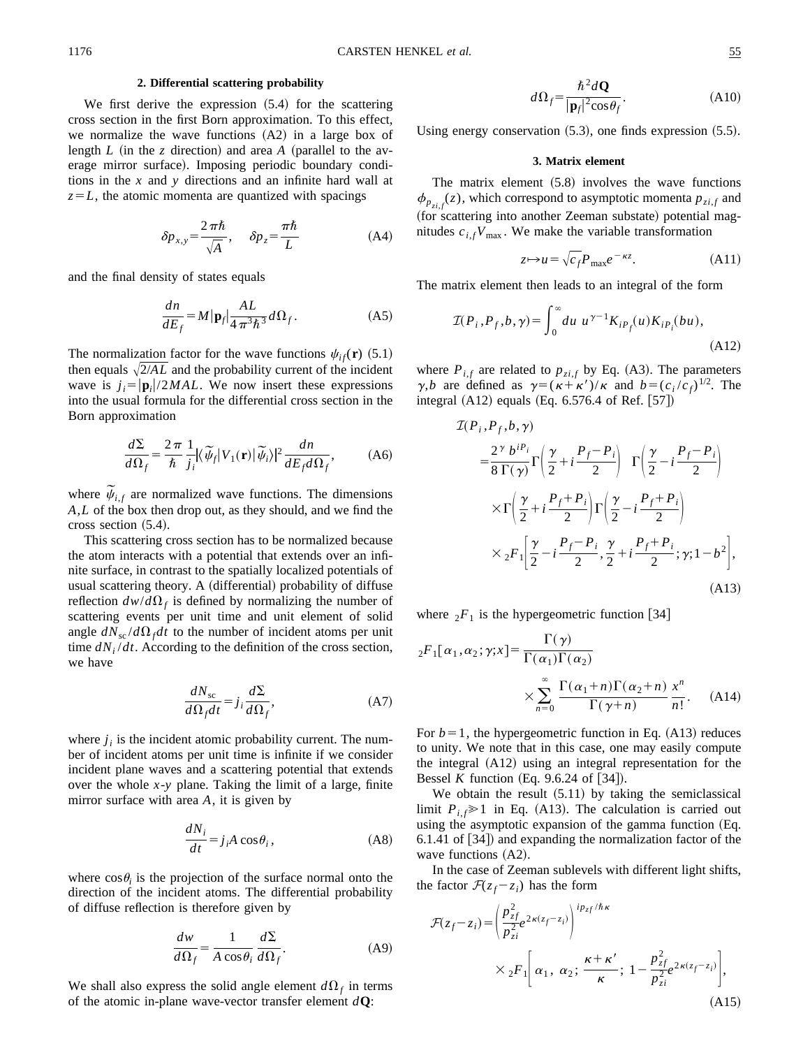### 2. Differential scattering probability

We first derive the expression (5.4) for the scattering cross section in the first Born approximation. To this effect, we normalize the wave functions (A2) in a large box of length $L$ (in the $z$ direction) and area $A$ (parallel to the average mirror surface). Imposing periodic boundary conditions in the $x$ and $y$ directions and an infinite hard wall at $z = L$, the atomic momenta are quantized with spacings

$$\delta p_{x,y} = \frac{2\pi\hbar}{\sqrt{A}}, \quad \delta p_z = \frac{\pi\hbar}{L} \tag{A4}$$

and the final density of states equals

$$\frac{dn}{dE_f} = M|\mathbf{p}_f|\frac{AL}{4\pi^3\hbar^3}d\Omega_f. \tag{A5}$$

The normalization factor for the wave functions $\psi_{if}(\mathbf{r})$ (5.1) then equals $\sqrt{2/AL}$ and the probability current of the incident wave is $j_i = |\mathbf{p}_i|/2MAL$. We now insert these expressions into the usual formula for the differential cross section in the Born approximation

$$\frac{d\Sigma}{d\Omega_f} = \frac{2\pi}{\hbar}\frac{1}{j_i}|\langle\tilde{\psi}_f|V_1(\mathbf{r})|\tilde{\psi}_i\rangle|^2\frac{dn}{dE_f d\Omega_f}, \tag{A6}$$

where $\tilde{\psi}_{i,f}$ are normalized wave functions. The dimensions $A,L$ of the box then drop out, as they should, and we find the cross section (5.4).

This scattering cross section has to be normalized because the atom interacts with a potential that extends over an infinite surface, in contrast to the spatially localized potentials of usual scattering theory. A (differential) probability of diffuse reflection $dw/d\Omega_f$ is defined by normalizing the number of scattering events per unit time and unit element of solid angle $dN_{\rm sc}/d\Omega_f dt$ to the number of incident atoms per unit time $dN_i/dt$. According to the definition of the cross section, we have

$$\frac{dN_{\rm sc}}{d\Omega_f dt} = j_i\frac{d\Sigma}{d\Omega_f}, \tag{A7}$$

where $j_i$ is the incident atomic probability current. The number of incident atoms per unit time is infinite if we consider incident plane waves and a scattering potential that extends over the whole $x$-$y$ plane. Taking the limit of a large, finite mirror surface with area $A$, it is given by

$$\frac{dN_i}{dt} = j_i A\cos\theta_i, \tag{A8}$$

where $\cos\theta_i$ is the projection of the surface normal onto the direction of the incident atoms. The differential probability of diffuse reflection is therefore given by

$$\frac{dw}{d\Omega_f} = \frac{1}{A\cos\theta_i}\frac{d\Sigma}{d\Omega_f}. \tag{A9}$$

We shall also express the solid angle element $d\Omega_f$ in terms of the atomic in-plane wave-vector transfer element $d\mathbf{Q}$:

$$d\Omega_f = \frac{\hbar^2 d\mathbf{Q}}{|\mathbf{p}_f|^2\cos\theta_f}. \tag{A10}$$

Using energy conservation (5.3), one finds expression (5.5).

### 3. Matrix element

The matrix element (5.8) involves the wave functions $\phi_{p_{zi,f}}(z)$, which correspond to asymptotic momenta $p_{zi,f}$ and (for scattering into another Zeeman substate) potential magnitudes $c_{i,f}V_{\max}$. We make the variable transformation

$$z \mapsto u = \sqrt{c_f}P_{\max}e^{-\kappa z}. \tag{A11}$$

The matrix element then leads to an integral of the form

$$\mathcal{I}(P_i, P_f, b, \gamma) = \int_0^\infty du\ u^{\gamma-1}K_{iP_f}(u)K_{iP_i}(bu), \tag{A12}$$

where $P_{i,f}$ are related to $p_{zi,f}$ by Eq. (A3). The parameters $\gamma, b$ are defined as $\gamma = (\kappa+\kappa')/\kappa$ and $b = (c_i/c_f)^{1/2}$. The integral (A12) equals (Eq. 6.576.4 of Ref. [57])

$$\begin{aligned}
\mathcal{I}(P_i, P_f, b, \gamma) &= \frac{2^\gamma b^{iP_i}}{8\,\Gamma(\gamma)}\Gamma\left(\frac{\gamma}{2} + i\frac{P_f - P_i}{2}\right)\ \Gamma\left(\frac{\gamma}{2} - i\frac{P_f - P_i}{2}\right)\\
&\quad\times\Gamma\left(\frac{\gamma}{2} + i\frac{P_f + P_i}{2}\right)\Gamma\left(\frac{\gamma}{2} - i\frac{P_f + P_i}{2}\right)\\
&\quad\times {}_2F_1\left[\frac{\gamma}{2} - i\frac{P_f - P_i}{2}, \frac{\gamma}{2} + i\frac{P_f + P_i}{2}; \gamma; 1 - b^2\right],
\end{aligned} \tag{A13}$$

where ${}_2F_1$ is the hypergeometric function [34]

$${}_2F_1[\alpha_1, \alpha_2; \gamma; x] = \frac{\Gamma(\gamma)}{\Gamma(\alpha_1)\Gamma(\alpha_2)}\times\sum_{n=0}^\infty\frac{\Gamma(\alpha_1+n)\Gamma(\alpha_2+n)}{\Gamma(\gamma+n)}\frac{x^n}{n!}. \tag{A14}$$

For $b = 1$, the hypergeometric function in Eq. (A13) reduces to unity. We note that in this case, one may easily compute the integral (A12) using an integral representation for the Bessel $K$ function (Eq. 9.6.24 of [34]).

We obtain the result (5.11) by taking the semiclassical limit $P_{i,f} \gg 1$ in Eq. (A13). The calculation is carried out using the asymptotic expansion of the gamma function (Eq. 6.1.41 of [34]) and expanding the normalization factor of the wave functions (A2).

In the case of Zeeman sublevels with different light shifts, the factor $\mathcal{F}(z_f - z_i)$ has the form

$$\mathcal{F}(z_f - z_i) = \left(\frac{p_{zf}^2}{p_{zi}^2}e^{2\kappa(z_f - z_i)}\right)^{ip_{zf}/\hbar\kappa}\times{}_2F_1\left[\alpha_1,\ \alpha_2;\ \frac{\kappa+\kappa'}{\kappa};\ 1 - \frac{p_{zf}^2}{p_{zi}^2}e^{2\kappa(z_f - z_i)}\right], \tag{A15}$$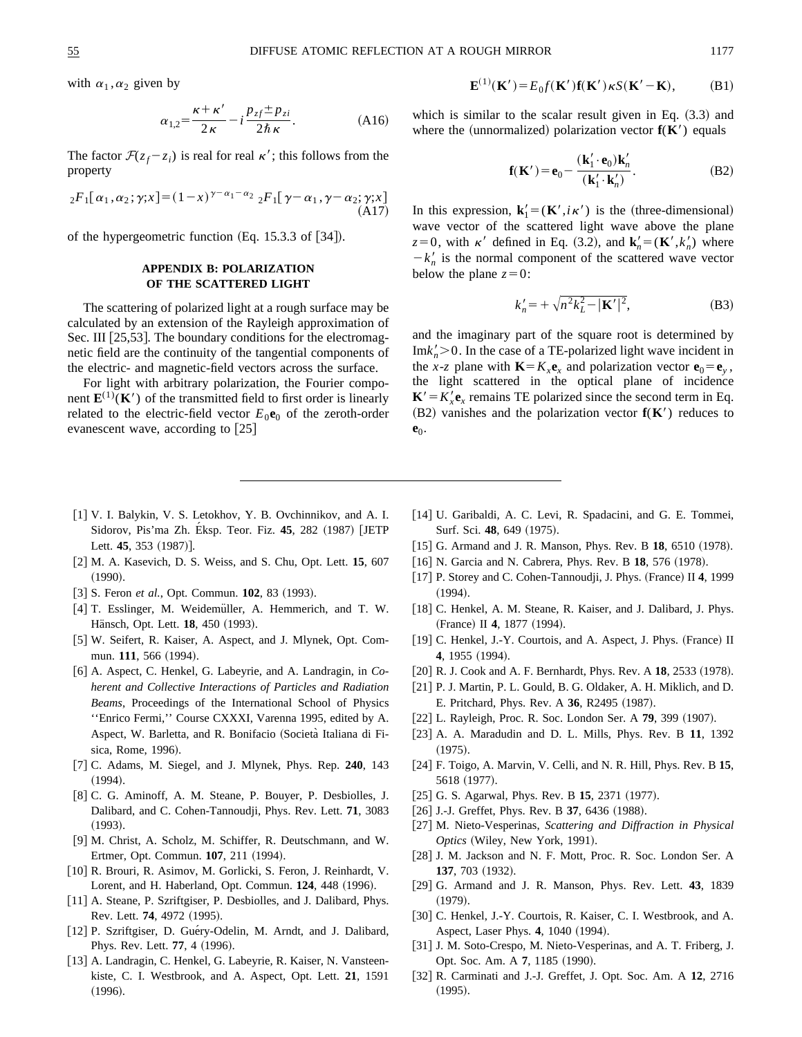with $\alpha_1, \alpha_2$ given by

$$\alpha_{1,2} = \frac{\kappa + \kappa'}{2\kappa} - i\frac{p_{zf} \pm p_{zi}}{2\hbar\kappa}. \tag{A16}$$

The factor $\mathcal{F}(z_f - z_i)$ is real for real $\kappa'$; this follows from the property

$${}_2F_1[\alpha_1, \alpha_2; \gamma; x] = (1-x)^{\gamma - \alpha_1 - \alpha_2}\, {}_2F_1[\gamma - \alpha_1, \gamma - \alpha_2; \gamma; x] \tag{A17}$$

of the hypergeometric function (Eq. 15.3.3 of [34]).

## APPENDIX B: POLARIZATION OF THE SCATTERED LIGHT

The scattering of polarized light at a rough surface may be calculated by an extension of the Rayleigh approximation of Sec. III [25,53]. The boundary conditions for the electromagnetic field are the continuity of the tangential components of the electric- and magnetic-field vectors across the surface.

For light with arbitrary polarization, the Fourier component $\mathbf{E}^{(1)}(\mathbf{K}')$ of the transmitted field to first order is linearly related to the electric-field vector $E_0\mathbf{e}_0$ of the zeroth-order evanescent wave, according to [25]

$$\mathbf{E}^{(1)}(\mathbf{K}') = E_0 f(\mathbf{K}')\mathbf{f}(\mathbf{K}')\kappa S(\mathbf{K}' - \mathbf{K}), \tag{B1}$$

which is similar to the scalar result given in Eq. (3.3) and where the (unnormalized) polarization vector $\mathbf{f}(\mathbf{K}')$ equals

$$\mathbf{f}(\mathbf{K}') = \mathbf{e}_0 - \frac{(\mathbf{k}_1' \cdot \mathbf{e}_0)\mathbf{k}_n'}{(\mathbf{k}_1' \cdot \mathbf{k}_n')}. \tag{B2}$$

In this expression, $\mathbf{k}_1' = (\mathbf{K}', i\kappa')$ is the (three-dimensional) wave vector of the scattered light wave above the plane $z=0$, with $\kappa'$ defined in Eq. (3.2), and $\mathbf{k}_n' = (\mathbf{K}', k_n')$ where $-k_n'$ is the normal component of the scattered wave vector below the plane $z=0$:

$$k_n' = +\sqrt{n^2 k_L^2 - |\mathbf{K}'|^2}, \tag{B3}$$

and the imaginary part of the square root is determined by $\mathrm{Im}k_n' > 0$. In the case of a TE-polarized light wave incident in the $x$-$z$ plane with $\mathbf{K} = K_x \mathbf{e}_x$ and polarization vector $\mathbf{e}_0 = \mathbf{e}_y$, the light scattered in the optical plane of incidence $\mathbf{K}' = K_x' \mathbf{e}_x$ remains TE polarized since the second term in Eq. (B2) vanishes and the polarization vector $\mathbf{f}(\mathbf{K}')$ reduces to $\mathbf{e}_0$.

---

[1] V. I. Balykin, V. S. Letokhov, Y. B. Ovchinnikov, and A. I. Sidorov, Pis'ma Zh. Éksp. Teor. Fiz. **45**, 282 (1987) [JETP Lett. **45**, 353 (1987)].

[2] M. A. Kasevich, D. S. Weiss, and S. Chu, Opt. Lett. **15**, 607 (1990).

[3] S. Feron *et al.*, Opt. Commun. **102**, 83 (1993).

[4] T. Esslinger, M. Weidemüller, A. Hemmerich, and T. W. Hänsch, Opt. Lett. **18**, 450 (1993).

[5] W. Seifert, R. Kaiser, A. Aspect, and J. Mlynek, Opt. Commun. **111**, 566 (1994).

[6] A. Aspect, C. Henkel, G. Labeyrie, and A. Landragin, in *Coherent and Collective Interactions of Particles and Radiation Beams*, Proceedings of the International School of Physics ''Enrico Fermi,'' Course CXXXI, Varenna 1995, edited by A. Aspect, W. Barletta, and R. Bonifacio (Società Italiana di Fisica, Rome, 1996).

[7] C. Adams, M. Siegel, and J. Mlynek, Phys. Rep. **240**, 143 (1994).

[8] C. G. Aminoff, A. M. Steane, P. Bouyer, P. Desbiolles, J. Dalibard, and C. Cohen-Tannoudji, Phys. Rev. Lett. **71**, 3083 (1993).

[9] M. Christ, A. Scholz, M. Schiffer, R. Deutschmann, and W. Ertmer, Opt. Commun. **107**, 211 (1994).

[10] R. Brouri, R. Asimov, M. Gorlicki, S. Feron, J. Reinhardt, V. Lorent, and H. Haberland, Opt. Commun. **124**, 448 (1996).

[11] A. Steane, P. Szriftgiser, P. Desbiolles, and J. Dalibard, Phys. Rev. Lett. **74**, 4972 (1995).

[12] P. Szriftgiser, D. Guéry-Odelin, M. Arndt, and J. Dalibard, Phys. Rev. Lett. **77**, 4 (1996).

[13] A. Landragin, C. Henkel, G. Labeyrie, R. Kaiser, N. Vansteenkiste, C. I. Westbrook, and A. Aspect, Opt. Lett. **21**, 1591 (1996).

[14] U. Garibaldi, A. C. Levi, R. Spadacini, and G. E. Tommei, Surf. Sci. **48**, 649 (1975).

[15] G. Armand and J. R. Manson, Phys. Rev. B **18**, 6510 (1978).

[16] N. Garcia and N. Cabrera, Phys. Rev. B **18**, 576 (1978).

[17] P. Storey and C. Cohen-Tannoudji, J. Phys. (France) II **4**, 1999 (1994).

[18] C. Henkel, A. M. Steane, R. Kaiser, and J. Dalibard, J. Phys. (France) II **4**, 1877 (1994).

[19] C. Henkel, J.-Y. Courtois, and A. Aspect, J. Phys. (France) II **4**, 1955 (1994).

[20] R. J. Cook and A. F. Bernhardt, Phys. Rev. A **18**, 2533 (1978).

[21] P. J. Martin, P. L. Gould, B. G. Oldaker, A. H. Miklich, and D. E. Pritchard, Phys. Rev. A **36**, R2495 (1987).

[22] L. Rayleigh, Proc. R. Soc. London Ser. A **79**, 399 (1907).

[23] A. A. Maradudin and D. L. Mills, Phys. Rev. B **11**, 1392 (1975).

[24] F. Toigo, A. Marvin, V. Celli, and N. R. Hill, Phys. Rev. B **15**, 5618 (1977).

[25] G. S. Agarwal, Phys. Rev. B **15**, 2371 (1977).

[26] J.-J. Greffet, Phys. Rev. B **37**, 6436 (1988).

[27] M. Nieto-Vesperinas, *Scattering and Diffraction in Physical Optics* (Wiley, New York, 1991).

[28] J. M. Jackson and N. F. Mott, Proc. R. Soc. London Ser. A **137**, 703 (1932).

[29] G. Armand and J. R. Manson, Phys. Rev. Lett. **43**, 1839 (1979).

[30] C. Henkel, J.-Y. Courtois, R. Kaiser, C. I. Westbrook, and A. Aspect, Laser Phys. **4**, 1040 (1994).

[31] J. M. Soto-Crespo, M. Nieto-Vesperinas, and A. T. Friberg, J. Opt. Soc. Am. A **7**, 1185 (1990).

[32] R. Carminati and J.-J. Greffet, J. Opt. Soc. Am. A **12**, 2716 (1995).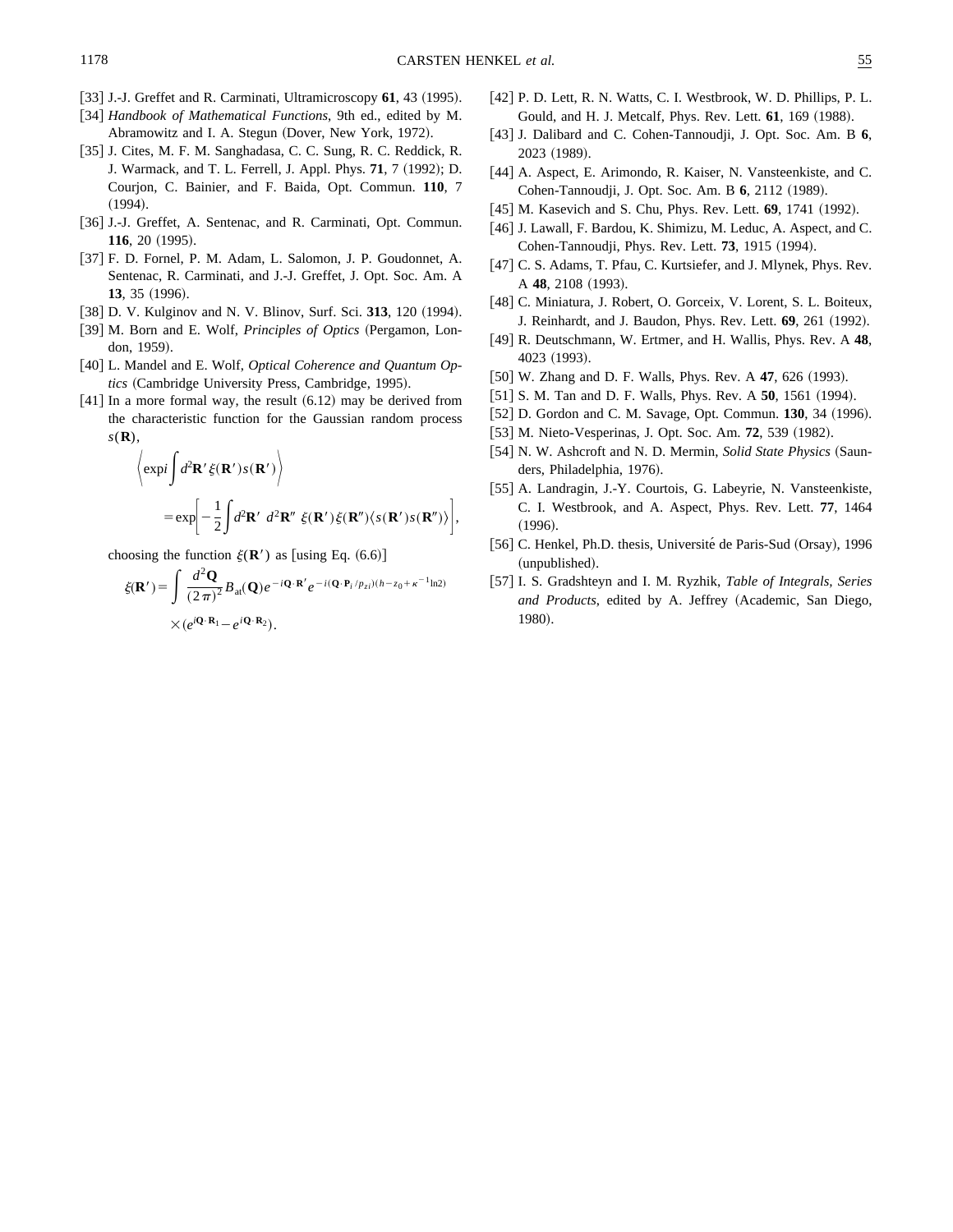[33] J.-J. Greffet and R. Carminati, Ultramicroscopy **61**, 43 (1995).

[34] *Handbook of Mathematical Functions*, 9th ed., edited by M. Abramowitz and I. A. Stegun (Dover, New York, 1972).

[35] J. Cites, M. F. M. Sanghadasa, C. C. Sung, R. C. Reddick, R. J. Warmack, and T. L. Ferrell, J. Appl. Phys. **71**, 7 (1992); D. Courjon, C. Bainier, and F. Baida, Opt. Commun. **110**, 7 (1994).

[36] J.-J. Greffet, A. Sentenac, and R. Carminati, Opt. Commun. **116**, 20 (1995).

[37] F. D. Fornel, P. M. Adam, L. Salomon, J. P. Goudonnet, A. Sentenac, R. Carminati, and J.-J. Greffet, J. Opt. Soc. Am. A **13**, 35 (1996).

[38] D. V. Kulginov and N. V. Blinov, Surf. Sci. **313**, 120 (1994).

[39] M. Born and E. Wolf, *Principles of Optics* (Pergamon, London, 1959).

[40] L. Mandel and E. Wolf, *Optical Coherence and Quantum Optics* (Cambridge University Press, Cambridge, 1995).

[41] In a more formal way, the result (6.12) may be derived from the characteristic function for the Gaussian random process $s(\mathbf{R})$,

$$\left\langle \exp i \int d^2\mathbf{R}'\,\xi(\mathbf{R}')s(\mathbf{R}') \right\rangle = \exp\left[ -\frac{1}{2}\int d^2\mathbf{R}'\ d^2\mathbf{R}''\ \xi(\mathbf{R}')\xi(\mathbf{R}'')\langle s(\mathbf{R}')s(\mathbf{R}'')\rangle \right],$$

choosing the function $\xi(\mathbf{R}')$ as [using Eq. (6.6)]

$$\xi(\mathbf{R}') = \int \frac{d^2\mathbf{Q}}{(2\pi)^2} B_{\mathrm{at}}(\mathbf{Q}) e^{-i\mathbf{Q}\cdot\mathbf{R}'} e^{-i(\mathbf{Q}\cdot\mathbf{P}_i/p_{zi})(h-z_0+\kappa^{-1}\ln 2)} \times (e^{i\mathbf{Q}\cdot\mathbf{R}_1} - e^{i\mathbf{Q}\cdot\mathbf{R}_2}).$$

[42] P. D. Lett, R. N. Watts, C. I. Westbrook, W. D. Phillips, P. L. Gould, and H. J. Metcalf, Phys. Rev. Lett. **61**, 169 (1988).

[43] J. Dalibard and C. Cohen-Tannoudji, J. Opt. Soc. Am. B **6**, 2023 (1989).

[44] A. Aspect, E. Arimondo, R. Kaiser, N. Vansteenkiste, and C. Cohen-Tannoudji, J. Opt. Soc. Am. B **6**, 2112 (1989).

[45] M. Kasevich and S. Chu, Phys. Rev. Lett. **69**, 1741 (1992).

[46] J. Lawall, F. Bardou, K. Shimizu, M. Leduc, A. Aspect, and C. Cohen-Tannoudji, Phys. Rev. Lett. **73**, 1915 (1994).

[47] C. S. Adams, T. Pfau, C. Kurtsiefer, and J. Mlynek, Phys. Rev. A **48**, 2108 (1993).

[48] C. Miniatura, J. Robert, O. Gorceix, V. Lorent, S. L. Boiteux, J. Reinhardt, and J. Baudon, Phys. Rev. Lett. **69**, 261 (1992).

[49] R. Deutschmann, W. Ertmer, and H. Wallis, Phys. Rev. A **48**, 4023 (1993).

[50] W. Zhang and D. F. Walls, Phys. Rev. A **47**, 626 (1993).

[51] S. M. Tan and D. F. Walls, Phys. Rev. A **50**, 1561 (1994).

[52] D. Gordon and C. M. Savage, Opt. Commun. **130**, 34 (1996).

[53] M. Nieto-Vesperinas, J. Opt. Soc. Am. **72**, 539 (1982).

[54] N. W. Ashcroft and N. D. Mermin, *Solid State Physics* (Saunders, Philadelphia, 1976).

[55] A. Landragin, J.-Y. Courtois, G. Labeyrie, N. Vansteenkiste, C. I. Westbrook, and A. Aspect, Phys. Rev. Lett. **77**, 1464 (1996).

[56] C. Henkel, Ph.D. thesis, Université de Paris-Sud (Orsay), 1996 (unpublished).

[57] I. S. Gradshteyn and I. M. Ryzhik, *Table of Integrals, Series and Products*, edited by A. Jeffrey (Academic, San Diego, 1980).